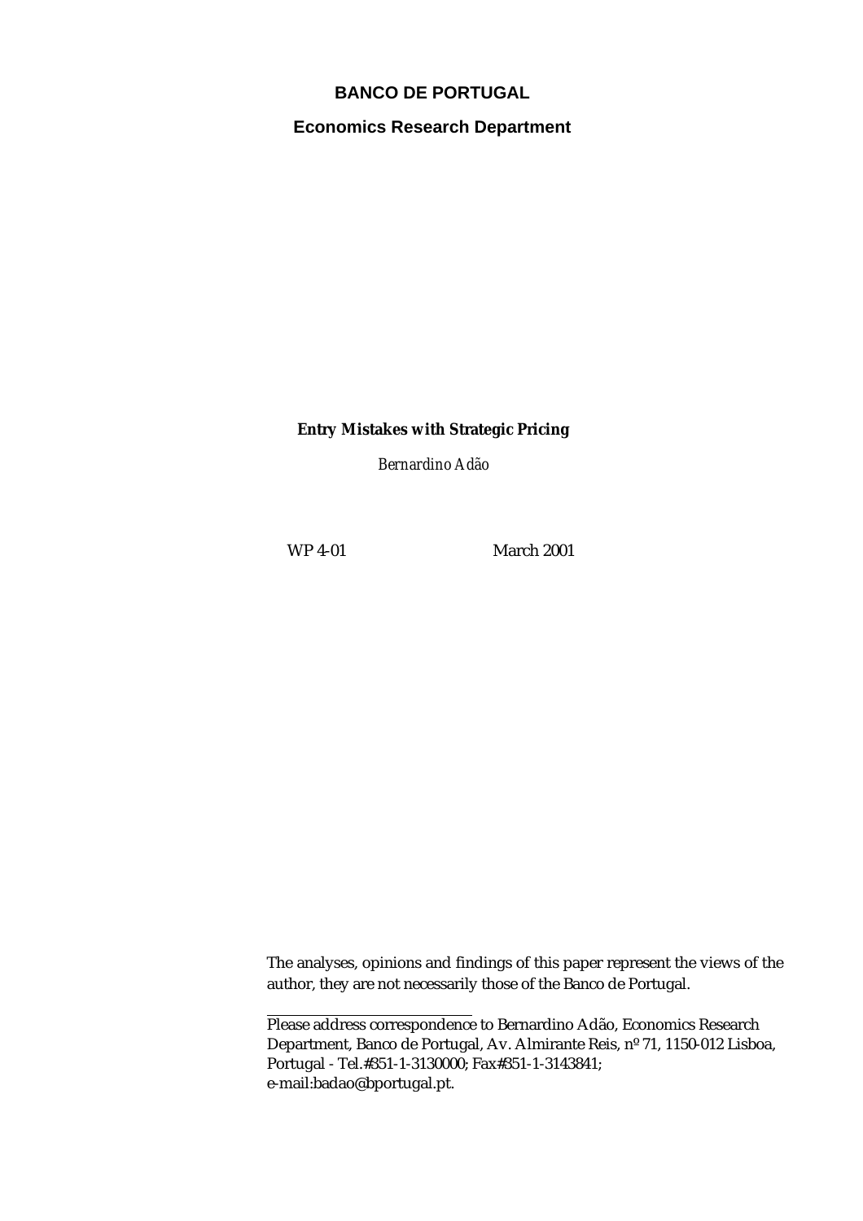**BANCO DE PORTUGAL**

**Economics Research Department**

**Entry Mistakes with Strategic Pricing**

*Bernardino Adão*

WP 4-01 March 2001

The analyses, opinions and findings of this paper represent the views of the author, they are not necessarily those of the Banco de Portugal.

---

Please address correspondence to Bernardino Adão, Economics Research Department, Banco de Portugal, Av. Almirante Reis, nº 71, 1150-012 Lisboa, Portugal - Tel.#351-1-3130000; Fax#351-1-3143841; e-mail:badao@bportugal.pt.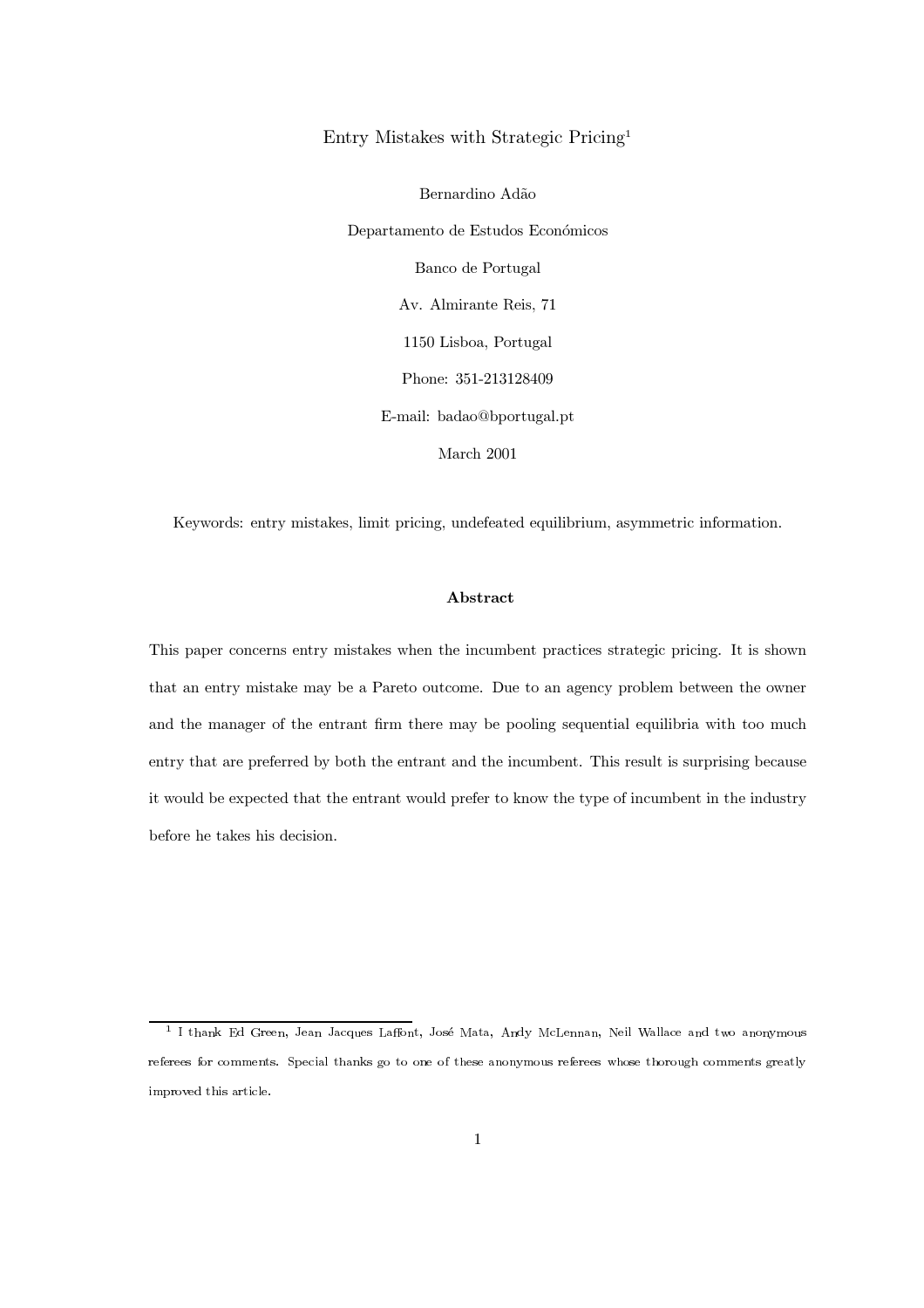# Entry Mistakes with Strategic Pricing[1]

Bernardino Adão

Departamento de Estudos Económicos

Banco de Portugal

Av. Almirante Reis, 71

1150 Lisboa, Portugal

Phone: 351-213128409

E-mail: badao@bportugal.pt

March 2001

Keywords: entry mistakes, limit pricing, undefeated equilibrium, asymmetric information.

## Abstract

This paper concerns entry mistakes when the incumbent practices strategic pricing. It is shown that an entry mistake may be a Pareto outcome. Due to an agency problem between the owner and the manager of the entrant firm there may be pooling sequential equilibria with too much entry that are preferred by both the entrant and the incumbent. This result is surprising because it would be expected that the entrant would prefer to know the type of incumbent in the industry before he takes his decision.

---

[1] I thank Ed Green, Jean Jacques Laffont, José Mata, Andy McLennan, Neil Wallace and two anonymous referees for comments. Special thanks go to one of these anonymous referees whose thorough comments greatly improved this article.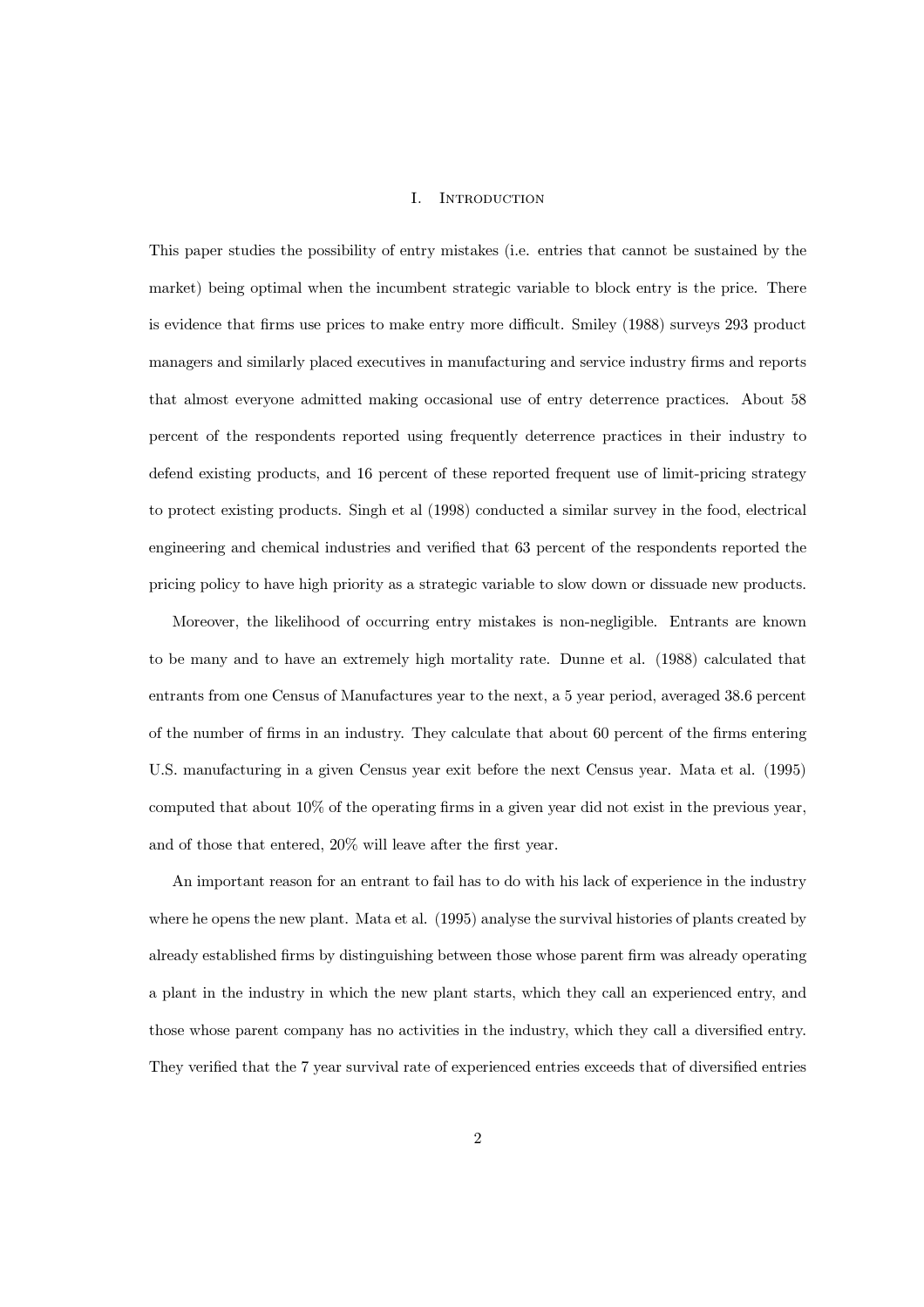## I. Introduction

This paper studies the possibility of entry mistakes (i.e. entries that cannot be sustained by the market) being optimal when the incumbent strategic variable to block entry is the price. There is evidence that firms use prices to make entry more difficult. Smiley (1988) surveys 293 product managers and similarly placed executives in manufacturing and service industry firms and reports that almost everyone admitted making occasional use of entry deterrence practices. About 58 percent of the respondents reported using frequently deterrence practices in their industry to defend existing products, and 16 percent of these reported frequent use of limit-pricing strategy to protect existing products. Singh et al (1998) conducted a similar survey in the food, electrical engineering and chemical industries and verified that 63 percent of the respondents reported the pricing policy to have high priority as a strategic variable to slow down or dissuade new products.

Moreover, the likelihood of occurring entry mistakes is non-negligible. Entrants are known to be many and to have an extremely high mortality rate. Dunne et al. (1988) calculated that entrants from one Census of Manufactures year to the next, a 5 year period, averaged 38.6 percent of the number of firms in an industry. They calculate that about 60 percent of the firms entering U.S. manufacturing in a given Census year exit before the next Census year. Mata et al. (1995) computed that about 10% of the operating firms in a given year did not exist in the previous year, and of those that entered, 20% will leave after the first year.

An important reason for an entrant to fail has to do with his lack of experience in the industry where he opens the new plant. Mata et al. (1995) analyse the survival histories of plants created by already established firms by distinguishing between those whose parent firm was already operating a plant in the industry in which the new plant starts, which they call an experienced entry, and those whose parent company has no activities in the industry, which they call a diversified entry. They verified that the 7 year survival rate of experienced entries exceeds that of diversified entries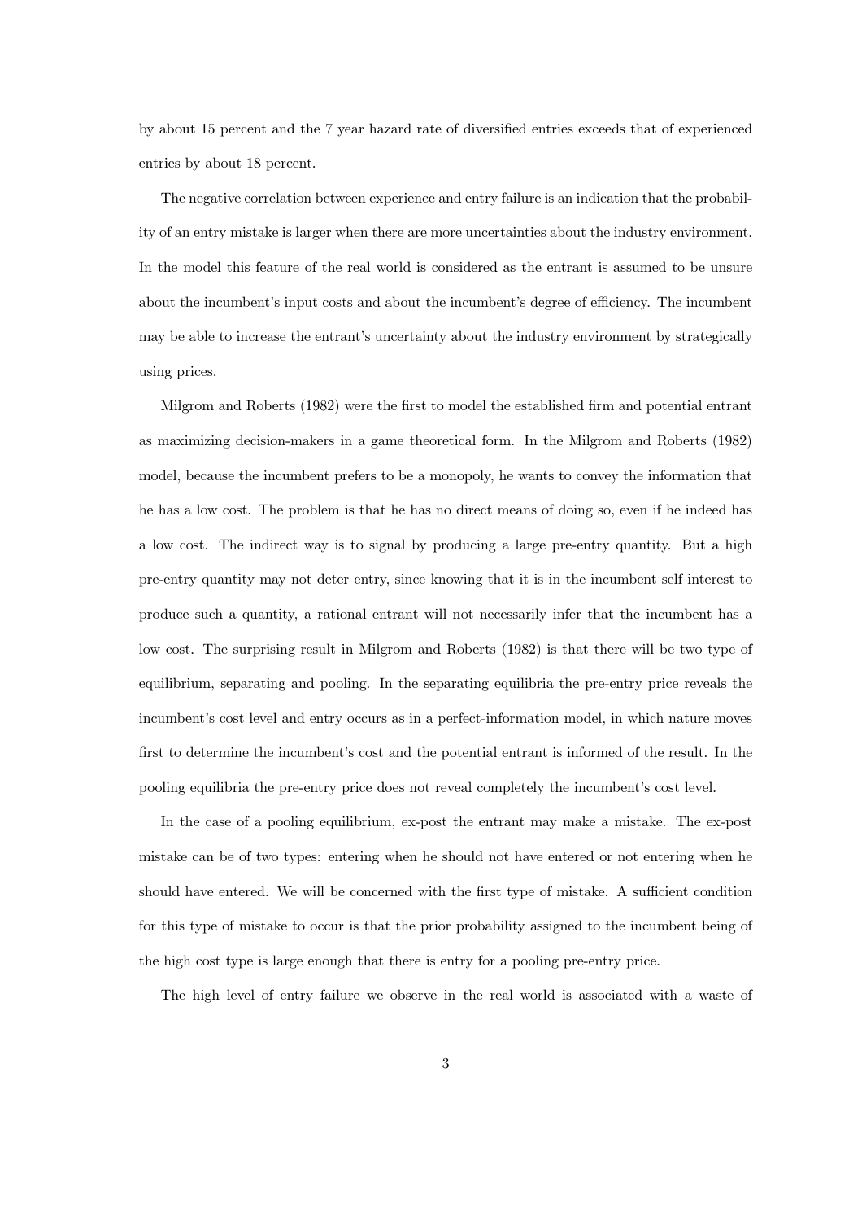by about 15 percent and the 7 year hazard rate of diversified entries exceeds that of experienced entries by about 18 percent.

The negative correlation between experience and entry failure is an indication that the probability of an entry mistake is larger when there are more uncertainties about the industry environment. In the model this feature of the real world is considered as the entrant is assumed to be unsure about the incumbent's input costs and about the incumbent's degree of efficiency. The incumbent may be able to increase the entrant's uncertainty about the industry environment by strategically using prices.

Milgrom and Roberts (1982) were the first to model the established firm and potential entrant as maximizing decision-makers in a game theoretical form. In the Milgrom and Roberts (1982) model, because the incumbent prefers to be a monopoly, he wants to convey the information that he has a low cost. The problem is that he has no direct means of doing so, even if he indeed has a low cost. The indirect way is to signal by producing a large pre-entry quantity. But a high pre-entry quantity may not deter entry, since knowing that it is in the incumbent self interest to produce such a quantity, a rational entrant will not necessarily infer that the incumbent has a low cost. The surprising result in Milgrom and Roberts (1982) is that there will be two type of equilibrium, separating and pooling. In the separating equilibria the pre-entry price reveals the incumbent's cost level and entry occurs as in a perfect-information model, in which nature moves first to determine the incumbent's cost and the potential entrant is informed of the result. In the pooling equilibria the pre-entry price does not reveal completely the incumbent's cost level.

In the case of a pooling equilibrium, ex-post the entrant may make a mistake. The ex-post mistake can be of two types: entering when he should not have entered or not entering when he should have entered. We will be concerned with the first type of mistake. A sufficient condition for this type of mistake to occur is that the prior probability assigned to the incumbent being of the high cost type is large enough that there is entry for a pooling pre-entry price.

The high level of entry failure we observe in the real world is associated with a waste of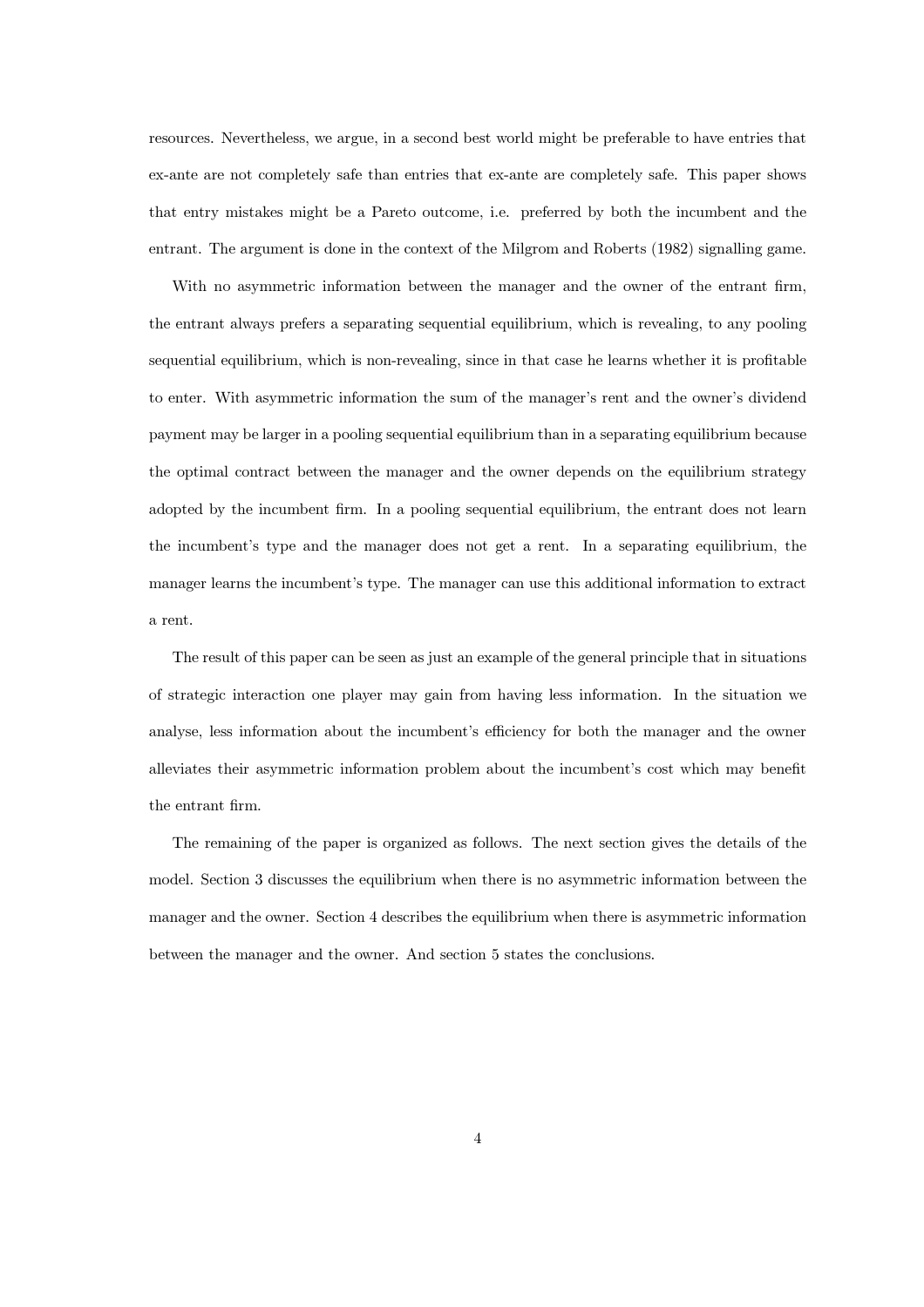resources. Nevertheless, we argue, in a second best world might be preferable to have entries that ex-ante are not completely safe than entries that ex-ante are completely safe. This paper shows that entry mistakes might be a Pareto outcome, i.e. preferred by both the incumbent and the entrant. The argument is done in the context of the Milgrom and Roberts (1982) signalling game.

With no asymmetric information between the manager and the owner of the entrant firm, the entrant always prefers a separating sequential equilibrium, which is revealing, to any pooling sequential equilibrium, which is non-revealing, since in that case he learns whether it is profitable to enter. With asymmetric information the sum of the manager's rent and the owner's dividend payment may be larger in a pooling sequential equilibrium than in a separating equilibrium because the optimal contract between the manager and the owner depends on the equilibrium strategy adopted by the incumbent firm. In a pooling sequential equilibrium, the entrant does not learn the incumbent's type and the manager does not get a rent. In a separating equilibrium, the manager learns the incumbent's type. The manager can use this additional information to extract a rent.

The result of this paper can be seen as just an example of the general principle that in situations of strategic interaction one player may gain from having less information. In the situation we analyse, less information about the incumbent's efficiency for both the manager and the owner alleviates their asymmetric information problem about the incumbent's cost which may benefit the entrant firm.

The remaining of the paper is organized as follows. The next section gives the details of the model. Section 3 discusses the equilibrium when there is no asymmetric information between the manager and the owner. Section 4 describes the equilibrium when there is asymmetric information between the manager and the owner. And section 5 states the conclusions.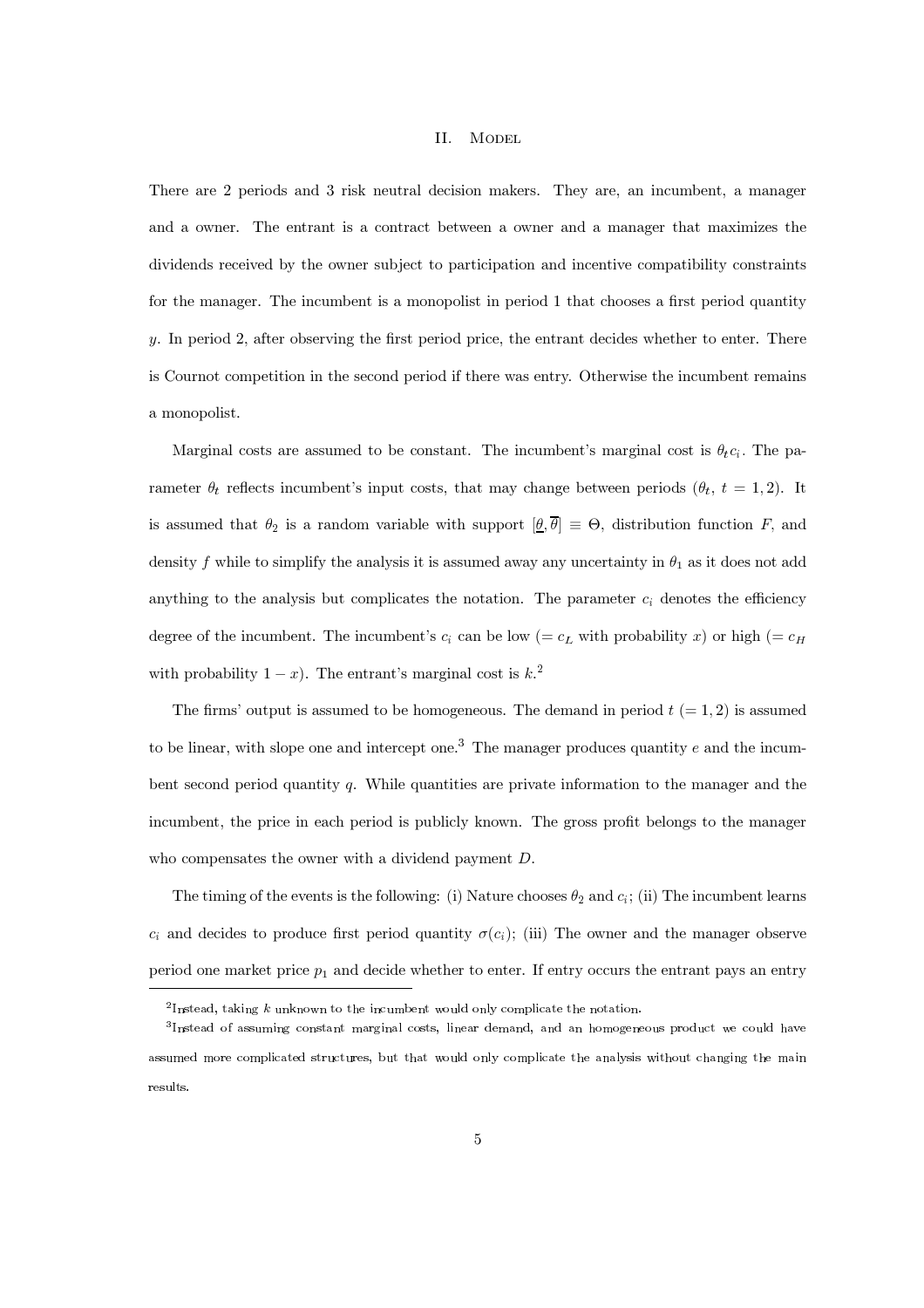## II. Model

There are 2 periods and 3 risk neutral decision makers. They are, an incumbent, a manager and a owner. The entrant is a contract between a owner and a manager that maximizes the dividends received by the owner subject to participation and incentive compatibility constraints for the manager. The incumbent is a monopolist in period 1 that chooses a first period quantity $y$. In period 2, after observing the first period price, the entrant decides whether to enter. There is Cournot competition in the second period if there was entry. Otherwise the incumbent remains a monopolist.

Marginal costs are assumed to be constant. The incumbent's marginal cost is $\theta_t c_i$. The parameter $\theta_t$ reflects incumbent's input costs, that may change between periods ($\theta_t$, $t = 1, 2$). It is assumed that $\theta_2$ is a random variable with support $[\underline{\theta}, \overline{\theta}] \equiv \Theta$, distribution function $F$, and density $f$ while to simplify the analysis it is assumed away any uncertainty in $\theta_1$ as it does not add anything to the analysis but complicates the notation. The parameter $c_i$ denotes the efficiency degree of the incumbent. The incumbent's $c_i$ can be low ($= c_L$ with probability $x$) or high ($= c_H$ with probability $1 - x$). The entrant's marginal cost is $k$.[2]

The firms' output is assumed to be homogeneous. The demand in period $t$ ($= 1, 2$) is assumed to be linear, with slope one and intercept one.[3] The manager produces quantity $e$ and the incumbent second period quantity $q$. While quantities are private information to the manager and the incumbent, the price in each period is publicly known. The gross profit belongs to the manager who compensates the owner with a dividend payment $D$.

The timing of the events is the following: (i) Nature chooses $\theta_2$ and $c_i$; (ii) The incumbent learns $c_i$ and decides to produce first period quantity $\sigma(c_i)$; (iii) The owner and the manager observe period one market price $p_1$ and decide whether to enter. If entry occurs the entrant pays an entry

[2] Instead, taking $k$ unknown to the incumbent would only complicate the notation.

[3] Instead of assuming constant marginal costs, linear demand, and an homogeneous product we could have assumed more complicated structures, but that would only complicate the analysis without changing the main results.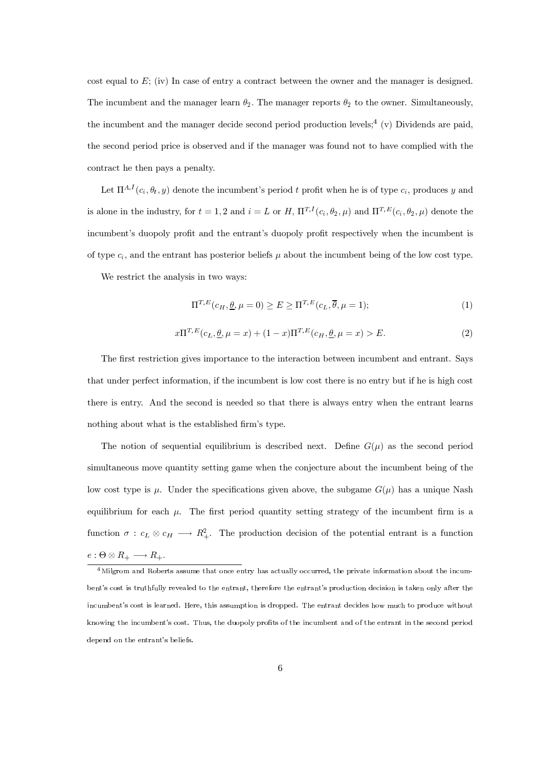cost equal to $E$; (iv) In case of entry a contract between the owner and the manager is designed. The incumbent and the manager learn $\theta_2$. The manager reports $\theta_2$ to the owner. Simultaneously, the incumbent and the manager decide second period production levels;[4] (v) Dividends are paid, the second period price is observed and if the manager was found not to have complied with the contract he then pays a penalty.

Let $\Pi^{A,I}(c_i, \theta_t, y)$ denote the incumbent's period $t$ profit when he is of type $c_i$, produces $y$ and is alone in the industry, for $t = 1, 2$ and $i = L$ or $H$, $\Pi^{T,I}(c_i, \theta_2, \mu)$ and $\Pi^{T,E}(c_i, \theta_2, \mu)$ denote the incumbent's duopoly profit and the entrant's duopoly profit respectively when the incumbent is of type $c_i$, and the entrant has posterior beliefs $\mu$ about the incumbent being of the low cost type.

We restrict the analysis in two ways:

$$\Pi^{T,E}(c_H, \underline{\theta}, \mu = 0) \geq E \geq \Pi^{T,E}(c_L, \overline{\theta}, \mu = 1); \tag{1}$$

$$x\Pi^{T,E}(c_L, \underline{\theta}, \mu = x) + (1 - x)\Pi^{T,E}(c_H, \underline{\theta}, \mu = x) > E. \tag{2}$$

The first restriction gives importance to the interaction between incumbent and entrant. Says that under perfect information, if the incumbent is low cost there is no entry but if he is high cost there is entry. And the second is needed so that there is always entry when the entrant learns nothing about what is the established firm's type.

The notion of sequential equilibrium is described next. Define $G(\mu)$ as the second period simultaneous move quantity setting game when the conjecture about the incumbent being of the low cost type is $\mu$. Under the specifications given above, the subgame $G(\mu)$ has a unique Nash equilibrium for each $\mu$. The first period quantity setting strategy of the incumbent firm is a function $\sigma : c_L \otimes c_H \longrightarrow R^2_+$. The production decision of the potential entrant is a function $e : \Theta \otimes R_+ \longrightarrow R_+$.

[4] Milgrom and Roberts assume that once entry has actually occurred, the private information about the incumbent's cost is truthfully revealed to the entrant, therefore the entrant's production decision is taken only after the incumbent's cost is learned. Here, this assumption is dropped. The entrant decides how much to produce without knowing the incumbent's cost. Thus, the duopoly profits of the incumbent and of the entrant in the second period depend on the entrant's beliefs.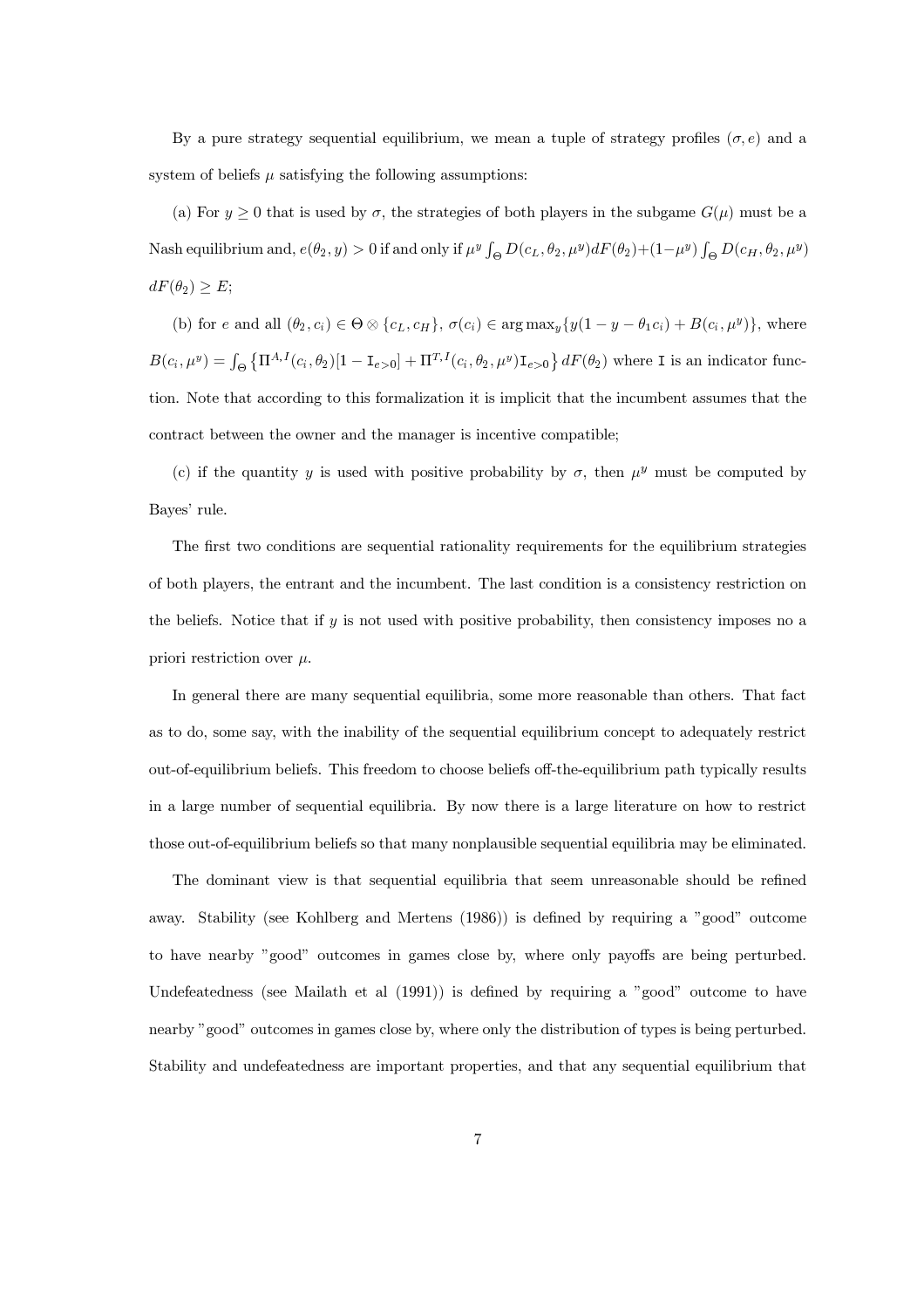By a pure strategy sequential equilibrium, we mean a tuple of strategy profiles $(\sigma, e)$ and a system of beliefs $\mu$ satisfying the following assumptions:

(a) For $y \geq 0$ that is used by $\sigma$, the strategies of both players in the subgame $G(\mu)$ must be a Nash equilibrium and, $e(\theta_2, y) > 0$ if and only if $\mu^y \int_\Theta D(c_L, \theta_2, \mu^y) dF(\theta_2) + (1-\mu^y) \int_\Theta D(c_H, \theta_2, \mu^y) dF(\theta_2) \geq E$;

(b) for $e$ and all $(\theta_2, c_i) \in \Theta \otimes \{c_L, c_H\}$, $\sigma(c_i) \in \arg\max_y \{y(1 - y - \theta_1 c_i) + B(c_i, \mu^y)\}$, where $B(c_i, \mu^y) = \int_\Theta \left\{ \Pi^{A,I}(c_i, \theta_2)[1 - \mathtt{I}_{e>0}] + \Pi^{T,I}(c_i, \theta_2, \mu^y)\mathtt{I}_{e>0} \right\} dF(\theta_2)$ where $\mathtt{I}$ is an indicator function. Note that according to this formalization it is implicit that the incumbent assumes that the contract between the owner and the manager is incentive compatible;

(c) if the quantity $y$ is used with positive probability by $\sigma$, then $\mu^y$ must be computed by Bayes' rule.

The first two conditions are sequential rationality requirements for the equilibrium strategies of both players, the entrant and the incumbent. The last condition is a consistency restriction on the beliefs. Notice that if $y$ is not used with positive probability, then consistency imposes no a priori restriction over $\mu$.

In general there are many sequential equilibria, some more reasonable than others. That fact as to do, some say, with the inability of the sequential equilibrium concept to adequately restrict out-of-equilibrium beliefs. This freedom to choose beliefs off-the-equilibrium path typically results in a large number of sequential equilibria. By now there is a large literature on how to restrict those out-of-equilibrium beliefs so that many nonplausible sequential equilibria may be eliminated.

The dominant view is that sequential equilibria that seem unreasonable should be refined away. Stability (see Kohlberg and Mertens (1986)) is defined by requiring a "good" outcome to have nearby "good" outcomes in games close by, where only payoffs are being perturbed. Undefeatedness (see Mailath et al (1991)) is defined by requiring a "good" outcome to have nearby "good" outcomes in games close by, where only the distribution of types is being perturbed. Stability and undefeatedness are important properties, and that any sequential equilibrium that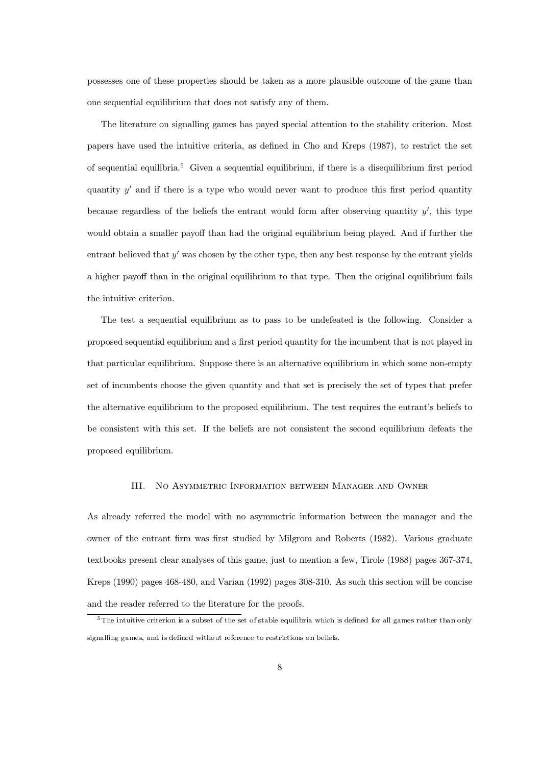possesses one of these properties should be taken as a more plausible outcome of the game than one sequential equilibrium that does not satisfy any of them.

The literature on signalling games has payed special attention to the stability criterion. Most papers have used the intuitive criteria, as defined in Cho and Kreps (1987), to restrict the set of sequential equilibria.[5] Given a sequential equilibrium, if there is a disequilibrium first period quantity $y'$ and if there is a type who would never want to produce this first period quantity because regardless of the beliefs the entrant would form after observing quantity $y'$, this type would obtain a smaller payoff than had the original equilibrium being played. And if further the entrant believed that $y'$ was chosen by the other type, then any best response by the entrant yields a higher payoff than in the original equilibrium to that type. Then the original equilibrium fails the intuitive criterion.

The test a sequential equilibrium as to pass to be undefeated is the following. Consider a proposed sequential equilibrium and a first period quantity for the incumbent that is not played in that particular equilibrium. Suppose there is an alternative equilibrium in which some non-empty set of incumbents choose the given quantity and that set is precisely the set of types that prefer the alternative equilibrium to the proposed equilibrium. The test requires the entrant's beliefs to be consistent with this set. If the beliefs are not consistent the second equilibrium defeats the proposed equilibrium.

## III. No Asymmetric Information between Manager and Owner

As already referred the model with no asymmetric information between the manager and the owner of the entrant firm was first studied by Milgrom and Roberts (1982). Various graduate textbooks present clear analyses of this game, just to mention a few, Tirole (1988) pages 367-374, Kreps (1990) pages 468-480, and Varian (1992) pages 308-310. As such this section will be concise and the reader referred to the literature for the proofs.

[5] The intuitive criterion is a subset of the set of stable equilibria which is defined for all games rather than only signalling games, and is defined without reference to restrictions on beliefs.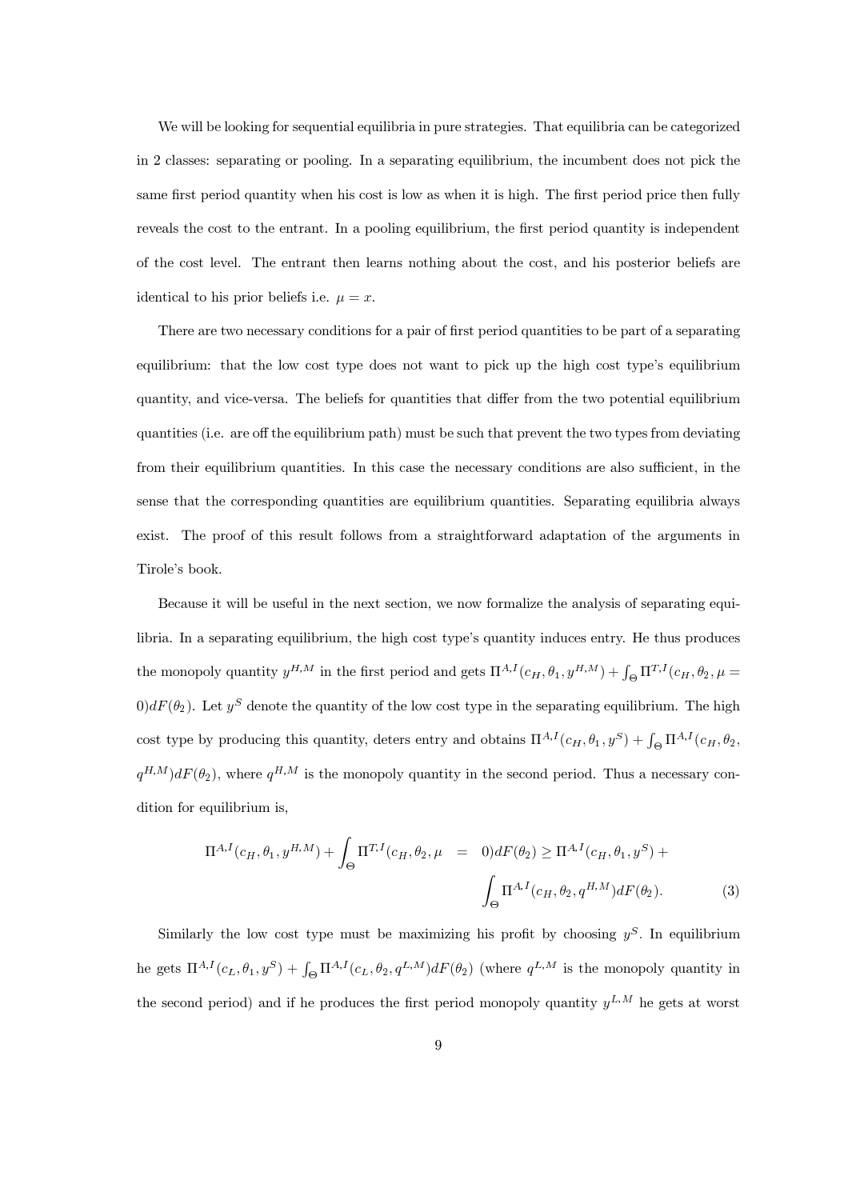We will be looking for sequential equilibria in pure strategies. That equilibria can be categorized in 2 classes: separating or pooling. In a separating equilibrium, the incumbent does not pick the same first period quantity when his cost is low as when it is high. The first period price then fully reveals the cost to the entrant. In a pooling equilibrium, the first period quantity is independent of the cost level. The entrant then learns nothing about the cost, and his posterior beliefs are identical to his prior beliefs i.e. $\mu = x$.

There are two necessary conditions for a pair of first period quantities to be part of a separating equilibrium: that the low cost type does not want to pick up the high cost type's equilibrium quantity, and vice-versa. The beliefs for quantities that differ from the two potential equilibrium quantities (i.e. are off the equilibrium path) must be such that prevent the two types from deviating from their equilibrium quantities. In this case the necessary conditions are also sufficient, in the sense that the corresponding quantities are equilibrium quantities. Separating equilibria always exist. The proof of this result follows from a straightforward adaptation of the arguments in Tirole's book.

Because it will be useful in the next section, we now formalize the analysis of separating equilibria. In a separating equilibrium, the high cost type's quantity induces entry. He thus produces the monopoly quantity $y^{H,M}$ in the first period and gets $\Pi^{A,I}(c_H, \theta_1, y^{H,M}) + \int_\Theta \Pi^{T,I}(c_H, \theta_2, \mu = 0) dF(\theta_2)$. Let $y^S$ denote the quantity of the low cost type in the separating equilibrium. The high cost type by producing this quantity, deters entry and obtains $\Pi^{A,I}(c_H, \theta_1, y^S) + \int_\Theta \Pi^{A,I}(c_H, \theta_2, q^{H,M}) dF(\theta_2)$, where $q^{H,M}$ is the monopoly quantity in the second period. Thus a necessary condition for equilibrium is,

$$\Pi^{A,I}(c_H, \theta_1, y^{H,M}) + \int_\Theta \Pi^{T,I}(c_H, \theta_2, \mu = 0) dF(\theta_2) \geq \Pi^{A,I}(c_H, \theta_1, y^S) + \int_\Theta \Pi^{A,I}(c_H, \theta_2, q^{H,M}) dF(\theta_2). \tag{3}$$

Similarly the low cost type must be maximizing his profit by choosing $y^S$. In equilibrium he gets $\Pi^{A,I}(c_L, \theta_1, y^S) + \int_\Theta \Pi^{A,I}(c_L, \theta_2, q^{L,M}) dF(\theta_2)$ (where $q^{L,M}$ is the monopoly quantity in the second period) and if he produces the first period monopoly quantity $y^{L,M}$ he gets at worst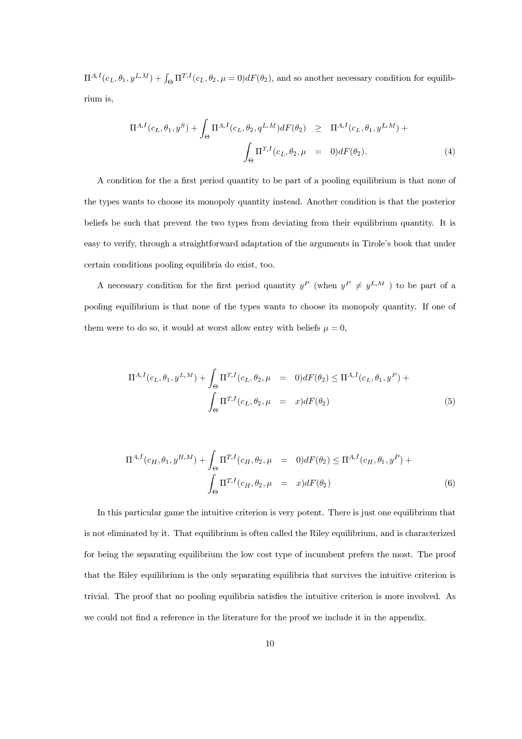$\Pi^{A,I}(c_L, \theta_1, y^{L,M}) + \int_\Theta \Pi^{T,I}(c_L, \theta_2, \mu = 0)dF(\theta_2)$, and so another necessary condition for equilibrium is,

$$
\begin{aligned}
\Pi^{A,I}(c_L, \theta_1, y^S) + \int_\Theta \Pi^{A,I}(c_L, \theta_2, q^{L,M})dF(\theta_2) \quad &\geq \quad \Pi^{A,I}(c_L, \theta_1, y^{L,M}) + \\
\int_\Theta \Pi^{T,I}(c_L, \theta_2, \mu \quad &= \quad 0)dF(\theta_2).
\end{aligned}
\tag{4}
$$

A condition for the a first period quantity to be part of a pooling equilibrium is that none of the types wants to choose its monopoly quantity instead. Another condition is that the posterior beliefs be such that prevent the two types from deviating from their equilibrium quantity. It is easy to verify, through a straightforward adaptation of the arguments in Tirole's book that under certain conditions pooling equilibria do exist, too.

A necessary condition for the first period quantity $y^P$ (when $y^P \neq y^{L,M}$ ) to be part of a pooling equilibrium is that none of the types wants to choose its monopoly quantity. If one of them were to do so, it would at worst allow entry with beliefs $\mu = 0$,

$$
\begin{aligned}
\Pi^{A,I}(c_L, \theta_1, y^{L,M}) + \int_\Theta \Pi^{T,I}(c_L, \theta_2, \mu \quad &= \quad 0)dF(\theta_2) \leq \Pi^{A,I}(c_L, \theta_1, y^P) + \\
\int_\Theta \Pi^{T,I}(c_L, \theta_2, \mu \quad &= \quad x)dF(\theta_2)
\end{aligned}
\tag{5}
$$

$$
\begin{aligned}
\Pi^{A,I}(c_H, \theta_1, y^{H,M}) + \int_\Theta \Pi^{T,I}(c_H, \theta_2, \mu \quad &= \quad 0)dF(\theta_2) \leq \Pi^{A,I}(c_H, \theta_1, y^P) + \\
\int_\Theta \Pi^{T,I}(c_H, \theta_2, \mu \quad &= \quad x)dF(\theta_2)
\end{aligned}
\tag{6}
$$

In this particular game the intuitive criterion is very potent. There is just one equilibrium that is not eliminated by it. That equilibrium is often called the Riley equilibrium, and is characterized for being the separating equilibrium the low cost type of incumbent prefers the most. The proof that the Riley equilibrium is the only separating equilibria that survives the intuitive criterion is trivial. The proof that no pooling equilibria satisfies the intuitive criterion is more involved. As we could not find a reference in the literature for the proof we include it in the appendix.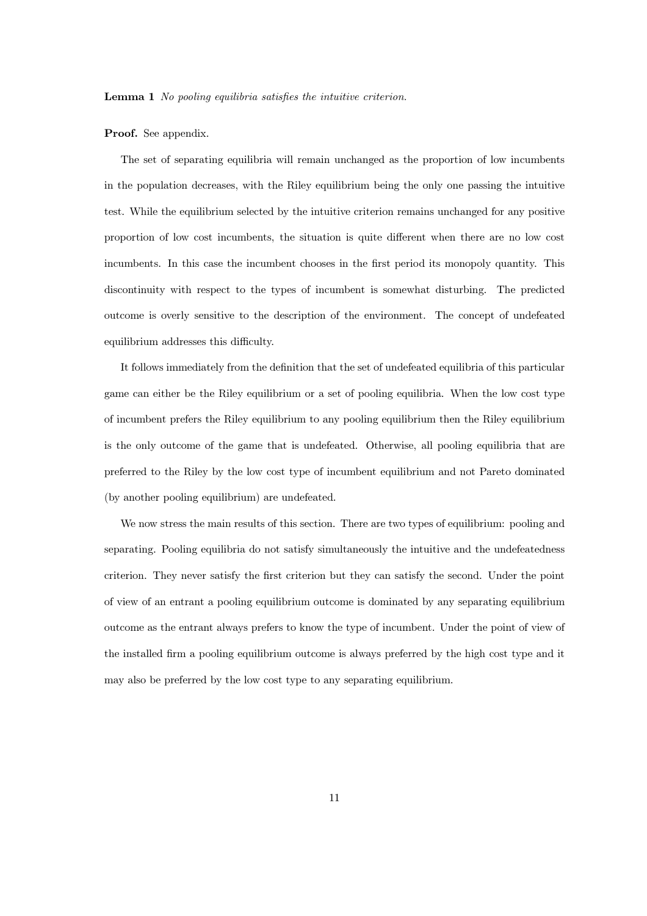**Lemma 1** *No pooling equilibria satisfies the intuitive criterion.*

**Proof.** See appendix.

The set of separating equilibria will remain unchanged as the proportion of low incumbents in the population decreases, with the Riley equilibrium being the only one passing the intuitive test. While the equilibrium selected by the intuitive criterion remains unchanged for any positive proportion of low cost incumbents, the situation is quite different when there are no low cost incumbents. In this case the incumbent chooses in the first period its monopoly quantity. This discontinuity with respect to the types of incumbent is somewhat disturbing. The predicted outcome is overly sensitive to the description of the environment. The concept of undefeated equilibrium addresses this difficulty.

It follows immediately from the definition that the set of undefeated equilibria of this particular game can either be the Riley equilibrium or a set of pooling equilibria. When the low cost type of incumbent prefers the Riley equilibrium to any pooling equilibrium then the Riley equilibrium is the only outcome of the game that is undefeated. Otherwise, all pooling equilibria that are preferred to the Riley by the low cost type of incumbent equilibrium and not Pareto dominated (by another pooling equilibrium) are undefeated.

We now stress the main results of this section. There are two types of equilibrium: pooling and separating. Pooling equilibria do not satisfy simultaneously the intuitive and the undefeatedness criterion. They never satisfy the first criterion but they can satisfy the second. Under the point of view of an entrant a pooling equilibrium outcome is dominated by any separating equilibrium outcome as the entrant always prefers to know the type of incumbent. Under the point of view of the installed firm a pooling equilibrium outcome is always preferred by the high cost type and it may also be preferred by the low cost type to any separating equilibrium.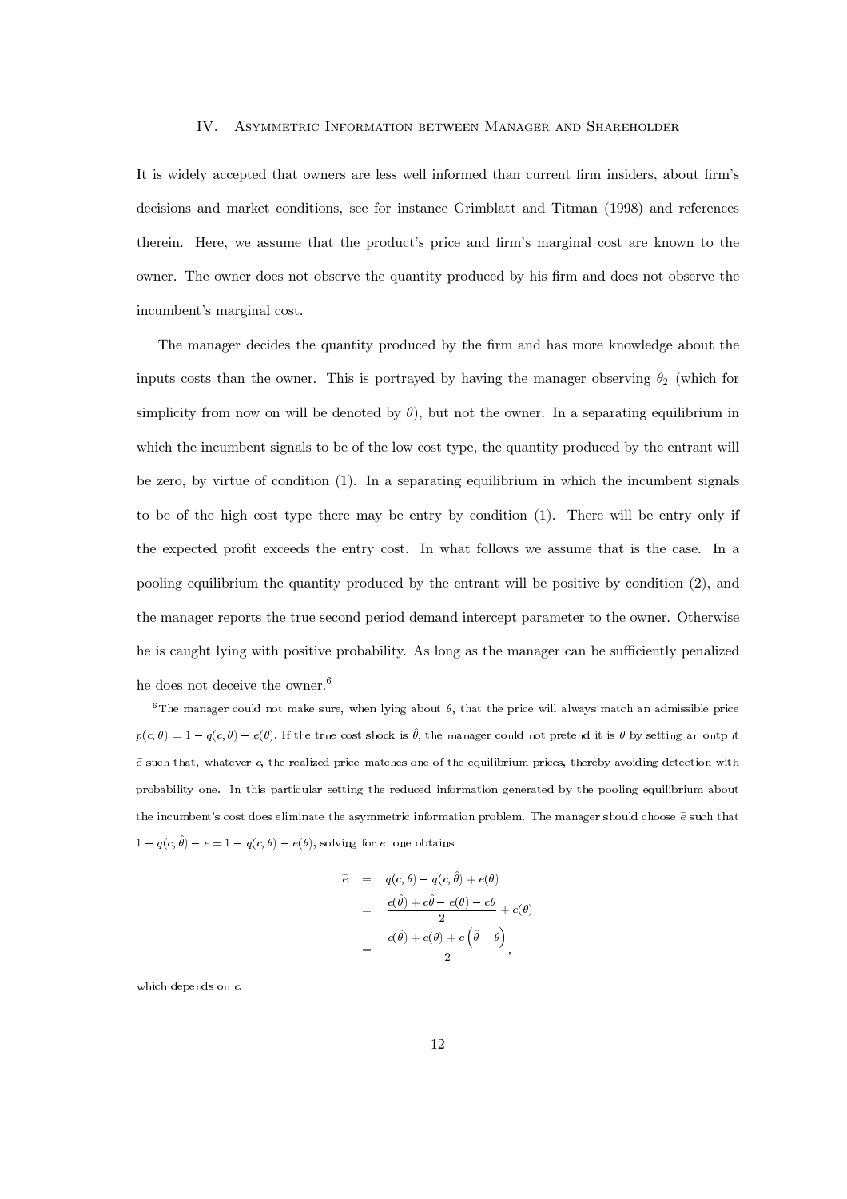## IV. Asymmetric Information between Manager and Shareholder

It is widely accepted that owners are less well informed than current firm insiders, about firm's decisions and market conditions, see for instance Grimblatt and Titman (1998) and references therein. Here, we assume that the product's price and firm's marginal cost are known to the owner. The owner does not observe the quantity produced by his firm and does not observe the incumbent's marginal cost.

The manager decides the quantity produced by the firm and has more knowledge about the inputs costs than the owner. This is portrayed by having the manager observing $\theta_2$ (which for simplicity from now on will be denoted by $\theta$), but not the owner. In a separating equilibrium in which the incumbent signals to be of the low cost type, the quantity produced by the entrant will be zero, by virtue of condition (1). In a separating equilibrium in which the incumbent signals to be of the high cost type there may be entry by condition (1). There will be entry only if the expected profit exceeds the entry cost. In what follows we assume that is the case. In a pooling equilibrium the quantity produced by the entrant will be positive by condition (2), and the manager reports the true second period demand intercept parameter to the owner. Otherwise he is caught lying with positive probability. As long as the manager can be sufficiently penalized he does not deceive the owner.[6]

[6] The manager could not make sure, when lying about $\theta$, that the price will always match an admissible price $p(c,\theta) = 1 - q(c,\theta) - e(\theta)$. If the true cost shock is $\hat{\theta}$, the manager could not pretend it is $\theta$ by setting an output $\bar{e}$ such that, whatever $c$, the realized price matches one of the equilibrium prices, thereby avoiding detection with probability one. In this particular setting the reduced information generated by the pooling equilibrium about the incumbent's cost does eliminate the asymmetric information problem. The manager should choose $\bar{e}$ such that $1 - q(c,\hat{\theta}) - \bar{e} = 1 - q(c,\theta) - e(\theta)$, solving for $\bar{e}$ one obtains

$$
\begin{aligned}
\bar{e} &= q(c,\theta) - q(c,\hat{\theta}) + e(\theta) \\
&= \frac{e(\hat{\theta}) + c\hat{\theta} - e(\theta) - c\theta}{2} + e(\theta) \\
&= \frac{e(\hat{\theta}) + e(\theta) + c\left(\hat{\theta} - \theta\right)}{2},
\end{aligned}
$$

which depends on $c$.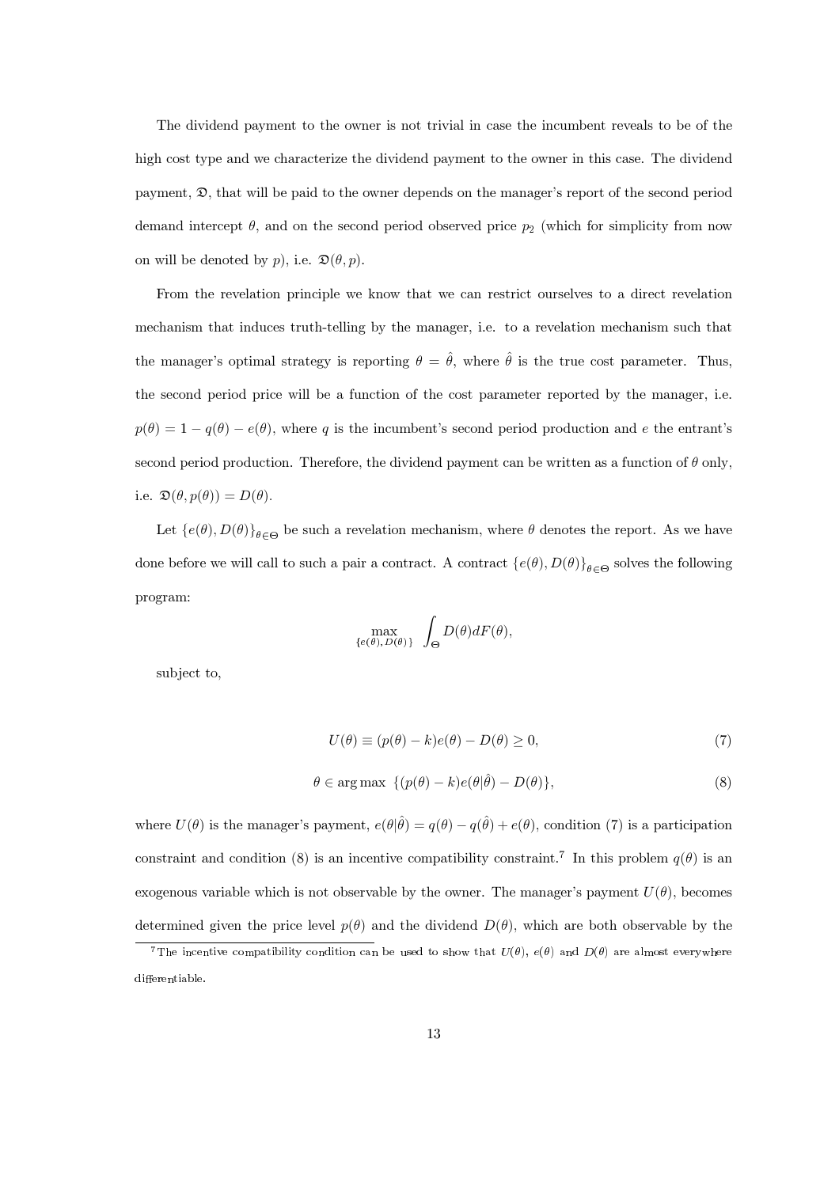The dividend payment to the owner is not trivial in case the incumbent reveals to be of the high cost type and we characterize the dividend payment to the owner in this case. The dividend payment, $\mathfrak{D}$, that will be paid to the owner depends on the manager's report of the second period demand intercept $\theta$, and on the second period observed price $p_2$ (which for simplicity from now on will be denoted by $p$), i.e. $\mathfrak{D}(\theta, p)$.

From the revelation principle we know that we can restrict ourselves to a direct revelation mechanism that induces truth-telling by the manager, i.e. to a revelation mechanism such that the manager's optimal strategy is reporting $\theta = \hat{\theta}$, where $\hat{\theta}$ is the true cost parameter. Thus, the second period price will be a function of the cost parameter reported by the manager, i.e. $p(\theta) = 1 - q(\theta) - e(\theta)$, where $q$ is the incumbent's second period production and $e$ the entrant's second period production. Therefore, the dividend payment can be written as a function of $\theta$ only, i.e. $\mathfrak{D}(\theta, p(\theta)) = D(\theta)$.

Let $\{e(\theta), D(\theta)\}_{\theta \in \Theta}$ be such a revelation mechanism, where $\theta$ denotes the report. As we have done before we will call to such a pair a contract. A contract $\{e(\theta), D(\theta)\}_{\theta \in \Theta}$ solves the following program:

$$\max_{\{e(\theta), D(\theta)\}} \int_{\Theta} D(\theta) dF(\theta),$$

subject to,

$$U(\theta) \equiv (p(\theta) - k)e(\theta) - D(\theta) \geq 0, \tag{7}$$

$$\theta \in \arg\max \{(p(\theta) - k)e(\theta|\hat{\theta}) - D(\theta)\}, \tag{8}$$

where $U(\theta)$ is the manager's payment, $e(\theta|\hat{\theta}) = q(\theta) - q(\hat{\theta}) + e(\theta)$, condition (7) is a participation constraint and condition (8) is an incentive compatibility constraint.[7] In this problem $q(\theta)$ is an exogenous variable which is not observable by the owner. The manager's payment $U(\theta)$, becomes determined given the price level $p(\theta)$ and the dividend $D(\theta)$, which are both observable by the

[7] The incentive compatibility condition can be used to show that $U(\theta)$, $e(\theta)$ and $D(\theta)$ are almost everywhere differentiable.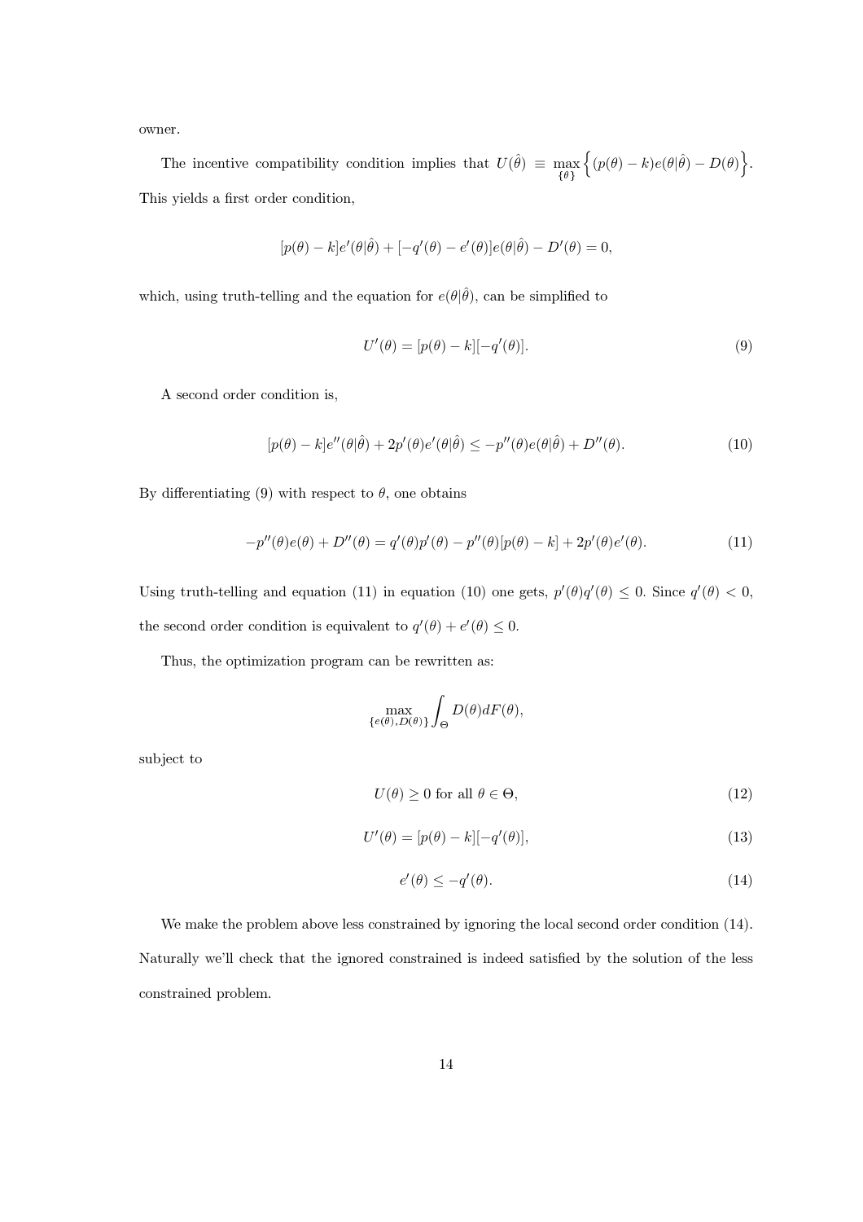owner.

The incentive compatibility condition implies that $U(\hat{\theta}) \equiv \max_{\{\theta\}} \Big\{ (p(\theta) - k)e(\theta|\hat{\theta}) - D(\theta) \Big\}$. This yields a first order condition,

$$[p(\theta) - k]e'(\theta|\hat{\theta}) + [-q'(\theta) - e'(\theta)]e(\theta|\hat{\theta}) - D'(\theta) = 0,$$

which, using truth-telling and the equation for $e(\theta|\hat{\theta})$, can be simplified to

$$U'(\theta) = [p(\theta) - k][-q'(\theta)]. \tag{9}$$

A second order condition is,

$$[p(\theta) - k]e''(\theta|\hat{\theta}) + 2p'(\theta)e'(\theta|\hat{\theta}) \leq -p''(\theta)e(\theta|\hat{\theta}) + D''(\theta). \tag{10}$$

By differentiating (9) with respect to $\theta$, one obtains

$$-p''(\theta)e(\theta) + D''(\theta) = q'(\theta)p'(\theta) - p''(\theta)[p(\theta) - k] + 2p'(\theta)e'(\theta). \tag{11}$$

Using truth-telling and equation (11) in equation (10) one gets, $p'(\theta)q'(\theta) \leq 0$. Since $q'(\theta) < 0$, the second order condition is equivalent to $q'(\theta) + e'(\theta) \leq 0$.

Thus, the optimization program can be rewritten as:

$$\max_{\{e(\theta), D(\theta)\}} \int_{\Theta} D(\theta) dF(\theta),$$

subject to

$$U(\theta) \geq 0 \text{ for all } \theta \in \Theta, \tag{12}$$

$$U'(\theta) = [p(\theta) - k][-q'(\theta)], \tag{13}$$

$$e'(\theta) \leq -q'(\theta). \tag{14}$$

We make the problem above less constrained by ignoring the local second order condition (14). Naturally we'll check that the ignored constrained is indeed satisfied by the solution of the less constrained problem.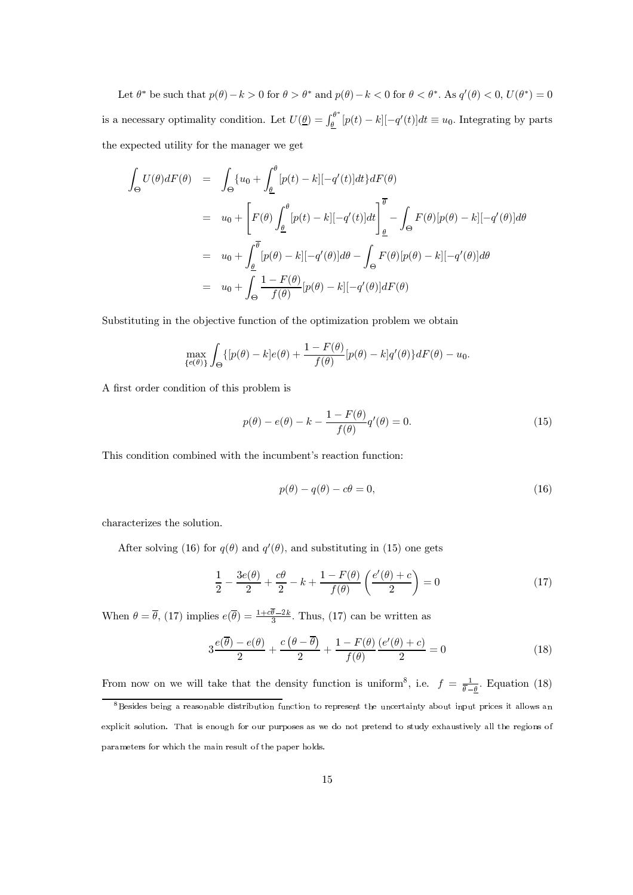Let $\theta^*$ be such that $p(\theta) - k > 0$ for $\theta > \theta^*$ and $p(\theta) - k < 0$ for $\theta < \theta^*$. As $q'(\theta) < 0$, $U(\theta^*) = 0$ is a necessary optimality condition. Let $U(\underline{\theta}) = \int_{\underline{\theta}}^{\theta^*} [p(t) - k][-q'(t)]dt \equiv u_0$. Integrating by parts the expected utility for the manager we get

$$
\begin{aligned}
\int_{\Theta} U(\theta)dF(\theta) &= \int_{\Theta} \{u_0 + \int_{\underline{\theta}}^{\theta} [p(t) - k][-q'(t)]dt\}dF(\theta) \\
&= u_0 + \left[ F(\theta) \int_{\underline{\theta}}^{\theta} [p(t) - k][-q'(t)]dt \right]_{\underline{\theta}}^{\overline{\theta}} - \int_{\Theta} F(\theta)[p(\theta) - k][-q'(\theta)]d\theta \\
&= u_0 + \int_{\underline{\theta}}^{\overline{\theta}} [p(\theta) - k][-q'(\theta)]d\theta - \int_{\Theta} F(\theta)[p(\theta) - k][-q'(\theta)]d\theta \\
&= u_0 + \int_{\Theta} \frac{1 - F(\theta)}{f(\theta)} [p(\theta) - k][-q'(\theta)]dF(\theta)
\end{aligned}
$$

Substituting in the objective function of the optimization problem we obtain

$$
\max_{\{e(\theta)\}} \int_{\Theta} \{[p(\theta) - k]e(\theta) + \frac{1 - F(\theta)}{f(\theta)} [p(\theta) - k]q'(\theta)\}dF(\theta) - u_0.
$$

A first order condition of this problem is

$$
p(\theta) - e(\theta) - k - \frac{1 - F(\theta)}{f(\theta)} q'(\theta) = 0. \tag{15}
$$

This condition combined with the incumbent's reaction function:

$$
p(\theta) - q(\theta) - c\theta = 0, \tag{16}
$$

characterizes the solution.

After solving (16) for $q(\theta)$ and $q'(\theta)$, and substituting in (15) one gets

$$
\frac{1}{2} - \frac{3e(\theta)}{2} + \frac{c\theta}{2} - k + \frac{1 - F(\theta)}{f(\theta)} \left( \frac{e'(\theta) + c}{2} \right) = 0 \tag{17}
$$

When $\theta = \overline{\theta}$, (17) implies $e(\overline{\theta}) = \frac{1 + c\overline{\theta} - 2k}{3}$. Thus, (17) can be written as

$$
3\frac{e(\overline{\theta}) - e(\theta)}{2} + \frac{c\left(\theta - \overline{\theta}\right)}{2} + \frac{1 - F(\theta)}{f(\theta)} \frac{(e'(\theta) + c)}{2} = 0 \tag{18}
$$

From now on we will take that the density function is uniform[8], i.e. $f = \frac{1}{\overline{\theta} - \underline{\theta}}$. Equation (18)

[8] Besides being a reasonable distribution function to represent the uncertainty about input prices it allows an explicit solution. That is enough for our purposes as we do not pretend to study exhaustively all the regions of parameters for which the main result of the paper holds.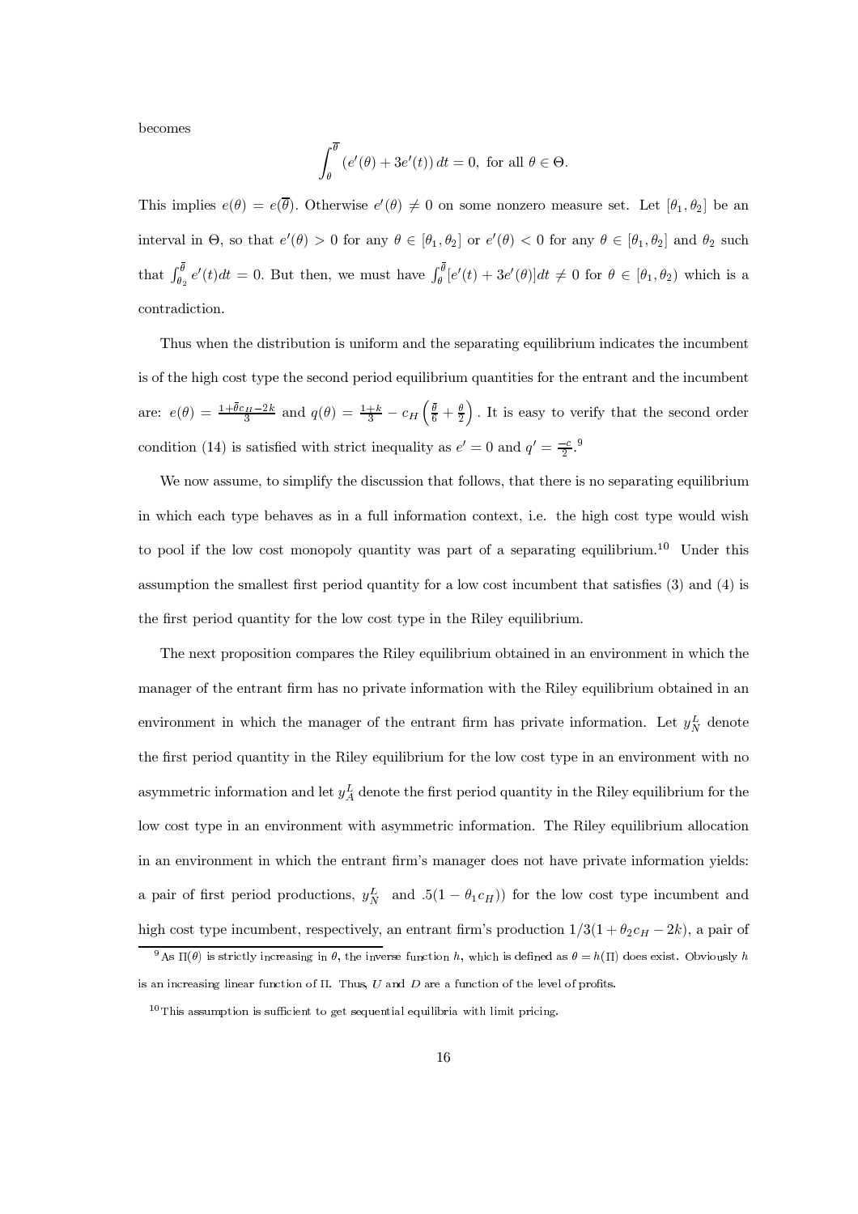becomes

$$\int_{\theta}^{\overline{\theta}} \left(e'(\theta) + 3e'(t)\right) dt = 0, \text{ for all } \theta \in \Theta.$$

This implies $e(\theta) = e(\overline{\theta})$. Otherwise $e'(\theta) \neq 0$ on some nonzero measure set. Let $[\theta_1, \theta_2]$ be an interval in $\Theta$, so that $e'(\theta) > 0$ for any $\theta \in [\theta_1, \theta_2]$ or $e'(\theta) < 0$ for any $\theta \in [\theta_1, \theta_2]$ and $\theta_2$ such that $\int_{\theta_2}^{\overline{\theta}} e'(t)dt = 0$. But then, we must have $\int_{\theta}^{\overline{\theta}} [e'(t) + 3e'(\theta)]dt \neq 0$ for $\theta \in [\theta_1, \theta_2)$ which is a contradiction.

Thus when the distribution is uniform and the separating equilibrium indicates the incumbent is of the high cost type the second period equilibrium quantities for the entrant and the incumbent are: $e(\theta) = \frac{1+\overline{\theta}c_H - 2k}{3}$ and $q(\theta) = \frac{1+k}{3} - c_H\left(\frac{\overline{\theta}}{6} + \frac{\theta}{2}\right)$. It is easy to verify that the second order condition (14) is satisfied with strict inequality as $e' = 0$ and $q' = \frac{-c}{2}$.[9]

We now assume, to simplify the discussion that follows, that there is no separating equilibrium in which each type behaves as in a full information context, i.e. the high cost type would wish to pool if the low cost monopoly quantity was part of a separating equilibrium.[10] Under this assumption the smallest first period quantity for a low cost incumbent that satisfies (3) and (4) is the first period quantity for the low cost type in the Riley equilibrium.

The next proposition compares the Riley equilibrium obtained in an environment in which the manager of the entrant firm has no private information with the Riley equilibrium obtained in an environment in which the manager of the entrant firm has private information. Let $y_N^L$ denote the first period quantity in the Riley equilibrium for the low cost type in an environment with no asymmetric information and let $y_A^L$ denote the first period quantity in the Riley equilibrium for the low cost type in an environment with asymmetric information. The Riley equilibrium allocation in an environment in which the entrant firm's manager does not have private information yields: a pair of first period productions, $y_N^L$ and $.5(1 - \theta_1 c_H))$ for the low cost type incumbent and high cost type incumbent, respectively, an entrant firm's production $1/3(1 + \theta_2 c_H - 2k)$, a pair of

---

[9] As $\Pi(\theta)$ is strictly increasing in $\theta$, the inverse function $h$, which is defined as $\theta = h(\Pi)$ does exist. Obviously $h$ is an increasing linear function of $\Pi$. Thus, $U$ and $D$ are a function of the level of profits.

[10] This assumption is sufficient to get sequential equilibria with limit pricing.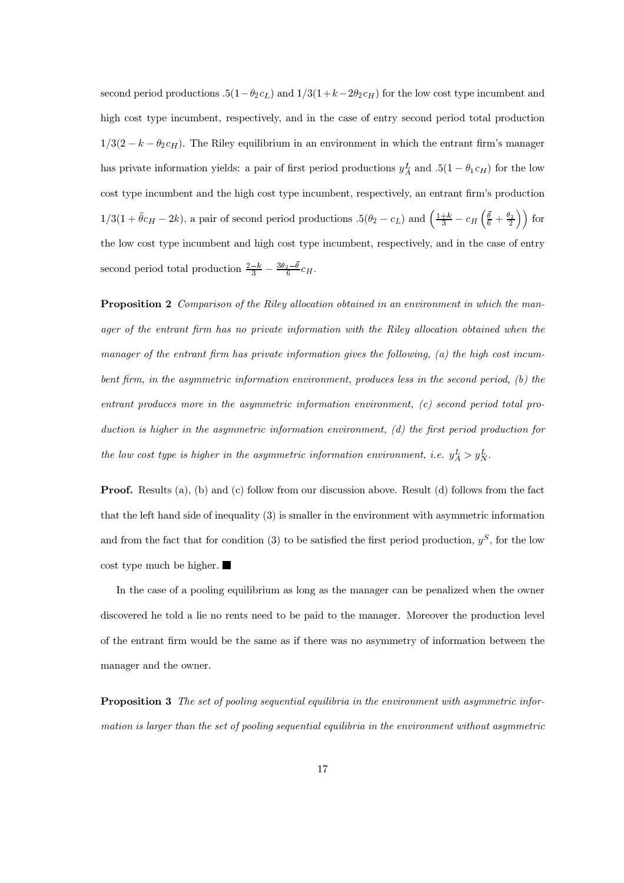second period productions $.5(1-\theta_2 c_L)$ and $1/3(1+k-2\theta_2 c_H)$ for the low cost type incumbent and high cost type incumbent, respectively, and in the case of entry second period total production $1/3(2-k-\theta_2 c_H)$. The Riley equilibrium in an environment in which the entrant firm's manager has private information yields: a pair of first period productions $y_A^L$ and $.5(1-\theta_1 c_H)$ for the low cost type incumbent and the high cost type incumbent, respectively, an entrant firm's production $1/3(1+\bar{\theta}c_H - 2k)$, a pair of second period productions $.5(\theta_2 - c_L)$ and $\left(\frac{1+k}{3} - c_H\left(\frac{\bar{\theta}}{6} + \frac{\theta_2}{2}\right)\right)$ for the low cost type incumbent and high cost type incumbent, respectively, and in the case of entry second period total production $\frac{2-k}{3} - \frac{3\theta_2 - \bar{\theta}}{6}c_H$.

**Proposition 2** *Comparison of the Riley allocation obtained in an environment in which the manager of the entrant firm has no private information with the Riley allocation obtained when the manager of the entrant firm has private information gives the following, (a) the high cost incumbent firm, in the asymmetric information environment, produces less in the second period, (b) the entrant produces more in the asymmetric information environment, (c) second period total production is higher in the asymmetric information environment, (d) the first period production for the low cost type is higher in the asymmetric information environment, i.e.* $y_A^L > y_N^L$.

**Proof.** Results (a), (b) and (c) follow from our discussion above. Result (d) follows from the fact that the left hand side of inequality (3) is smaller in the environment with asymmetric information and from the fact that for condition (3) to be satisfied the first period production, $y^S$, for the low cost type much be higher. ■

In the case of a pooling equilibrium as long as the manager can be penalized when the owner discovered he told a lie no rents need to be paid to the manager. Moreover the production level of the entrant firm would be the same as if there was no asymmetry of information between the manager and the owner.

**Proposition 3** *The set of pooling sequential equilibria in the environment with asymmetric information is larger than the set of pooling sequential equilibria in the environment without asymmetric*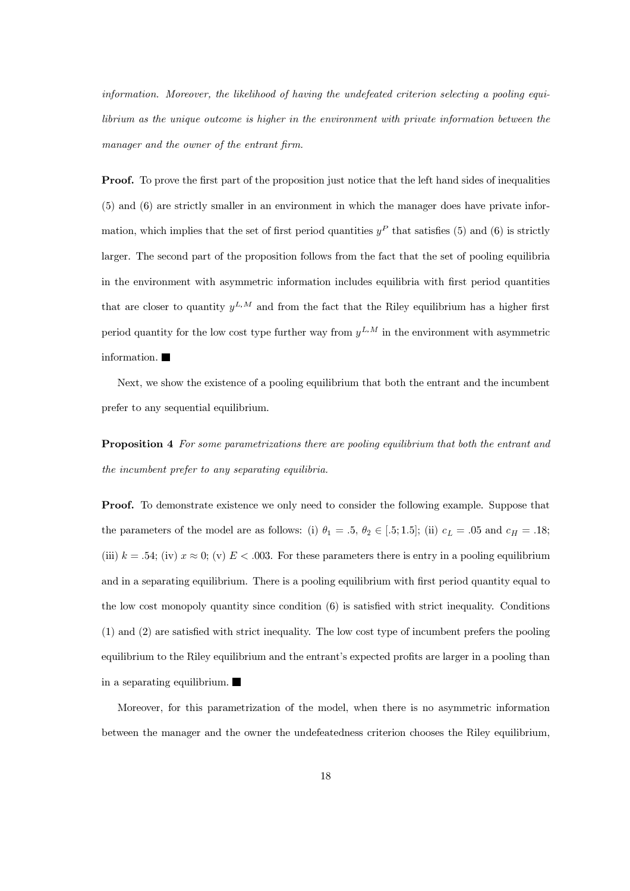*information. Moreover, the likelihood of having the undefeated criterion selecting a pooling equilibrium as the unique outcome is higher in the environment with private information between the manager and the owner of the entrant firm.*

**Proof.** To prove the first part of the proposition just notice that the left hand sides of inequalities (5) and (6) are strictly smaller in an environment in which the manager does have private information, which implies that the set of first period quantities $y^P$ that satisfies (5) and (6) is strictly larger. The second part of the proposition follows from the fact that the set of pooling equilibria in the environment with asymmetric information includes equilibria with first period quantities that are closer to quantity $y^{L,M}$ and from the fact that the Riley equilibrium has a higher first period quantity for the low cost type further way from $y^{L,M}$ in the environment with asymmetric information. ■

Next, we show the existence of a pooling equilibrium that both the entrant and the incumbent prefer to any sequential equilibrium.

**Proposition 4** *For some parametrizations there are pooling equilibrium that both the entrant and the incumbent prefer to any separating equilibria.*

**Proof.** To demonstrate existence we only need to consider the following example. Suppose that the parameters of the model are as follows: (i) $\theta_1 = .5$, $\theta_2 \in [.5; 1.5]$; (ii) $c_L = .05$ and $c_H = .18$; (iii) $k = .54$; (iv) $x \approx 0$; (v) $E < .003$. For these parameters there is entry in a pooling equilibrium and in a separating equilibrium. There is a pooling equilibrium with first period quantity equal to the low cost monopoly quantity since condition (6) is satisfied with strict inequality. Conditions (1) and (2) are satisfied with strict inequality. The low cost type of incumbent prefers the pooling equilibrium to the Riley equilibrium and the entrant's expected profits are larger in a pooling than in a separating equilibrium. ■

Moreover, for this parametrization of the model, when there is no asymmetric information between the manager and the owner the undefeatedness criterion chooses the Riley equilibrium,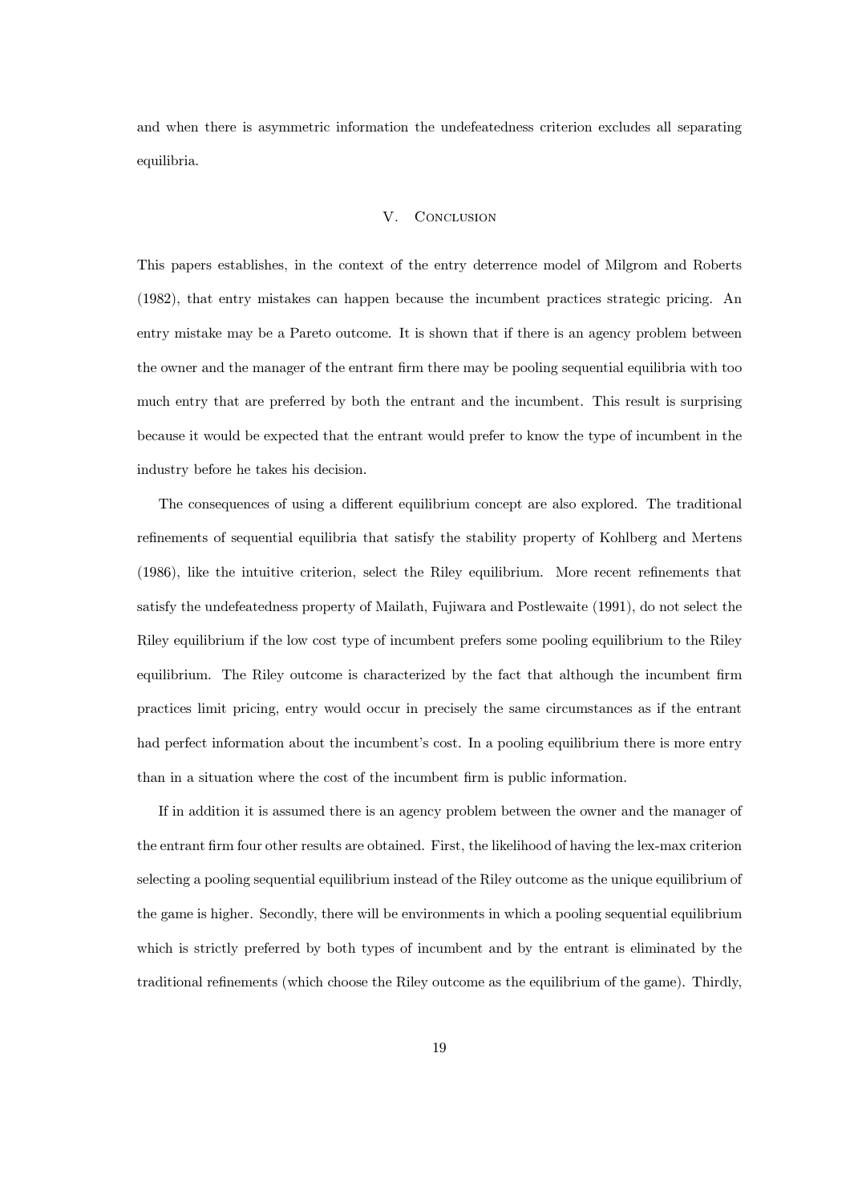and when there is asymmetric information the undefeatedness criterion excludes all separating equilibria.

## V. Conclusion

This papers establishes, in the context of the entry deterrence model of Milgrom and Roberts (1982), that entry mistakes can happen because the incumbent practices strategic pricing. An entry mistake may be a Pareto outcome. It is shown that if there is an agency problem between the owner and the manager of the entrant firm there may be pooling sequential equilibria with too much entry that are preferred by both the entrant and the incumbent. This result is surprising because it would be expected that the entrant would prefer to know the type of incumbent in the industry before he takes his decision.

The consequences of using a different equilibrium concept are also explored. The traditional refinements of sequential equilibria that satisfy the stability property of Kohlberg and Mertens (1986), like the intuitive criterion, select the Riley equilibrium. More recent refinements that satisfy the undefeatedness property of Mailath, Fujiwara and Postlewaite (1991), do not select the Riley equilibrium if the low cost type of incumbent prefers some pooling equilibrium to the Riley equilibrium. The Riley outcome is characterized by the fact that although the incumbent firm practices limit pricing, entry would occur in precisely the same circumstances as if the entrant had perfect information about the incumbent's cost. In a pooling equilibrium there is more entry than in a situation where the cost of the incumbent firm is public information.

If in addition it is assumed there is an agency problem between the owner and the manager of the entrant firm four other results are obtained. First, the likelihood of having the lex-max criterion selecting a pooling sequential equilibrium instead of the Riley outcome as the unique equilibrium of the game is higher. Secondly, there will be environments in which a pooling sequential equilibrium which is strictly preferred by both types of incumbent and by the entrant is eliminated by the traditional refinements (which choose the Riley outcome as the equilibrium of the game). Thirdly,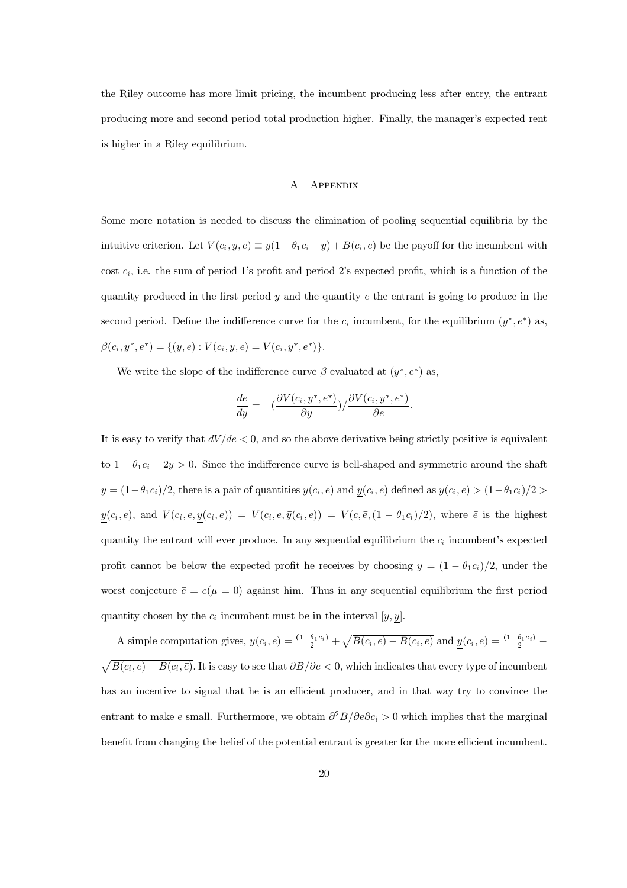the Riley outcome has more limit pricing, the incumbent producing less after entry, the entrant producing more and second period total production higher. Finally, the manager's expected rent is higher in a Riley equilibrium.

## A Appendix

Some more notation is needed to discuss the elimination of pooling sequential equilibria by the intuitive criterion. Let $V(c_i, y, e) \equiv y(1-\theta_1 c_i - y) + B(c_i, e)$ be the payoff for the incumbent with cost $c_i$, i.e. the sum of period 1's profit and period 2's expected profit, which is a function of the quantity produced in the first period $y$ and the quantity $e$ the entrant is going to produce in the second period. Define the indifference curve for the $c_i$ incumbent, for the equilibrium $(y^*, e^*)$ as, $\beta(c_i, y^*, e^*) = \{(y, e) : V(c_i, y, e) = V(c_i, y^*, e^*)\}$.

We write the slope of the indifference curve $\beta$ evaluated at $(y^*, e^*)$ as,

$$\frac{de}{dy} = -(\frac{\partial V(c_i, y^*, e^*)}{\partial y})/\frac{\partial V(c_i, y^*, e^*)}{\partial e}.$$

It is easy to verify that $dV/de < 0$, and so the above derivative being strictly positive is equivalent to $1 - \theta_1 c_i - 2y > 0$. Since the indifference curve is bell-shaped and symmetric around the shaft $y = (1-\theta_1 c_i)/2$, there is a pair of quantities $\bar{y}(c_i, e)$ and $\underline{y}(c_i, e)$ defined as $\bar{y}(c_i, e) > (1-\theta_1 c_i)/2 > \underline{y}(c_i, e)$, and $V(c_i, e, \underline{y}(c_i, e)) = V(c_i, e, \bar{y}(c_i, e)) = V(c, \bar{e}, (1-\theta_1 c_i)/2)$, where $\bar{e}$ is the highest quantity the entrant will ever produce. In any sequential equilibrium the $c_i$ incumbent's expected profit cannot be below the expected profit he receives by choosing $y = (1-\theta_1 c_i)/2$, under the worst conjecture $\bar{e} = e(\mu = 0)$ against him. Thus in any sequential equilibrium the first period quantity chosen by the $c_i$ incumbent must be in the interval $[\bar{y}, \underline{y}]$.

A simple computation gives, $\bar{y}(c_i, e) = \frac{(1-\theta_1 c_i)}{2} + \sqrt{B(c_i, e) - B(c_i, \bar{e})}$ and $\underline{y}(c_i, e) = \frac{(1-\theta_1 c_i)}{2} - \sqrt{B(c_i, e) - B(c_i, \bar{e})}$. It is easy to see that $\partial B/\partial e < 0$, which indicates that every type of incumbent has an incentive to signal that he is an efficient producer, and in that way try to convince the entrant to make $e$ small. Furthermore, we obtain $\partial^2 B/\partial e \partial c_i > 0$ which implies that the marginal benefit from changing the belief of the potential entrant is greater for the more efficient incumbent.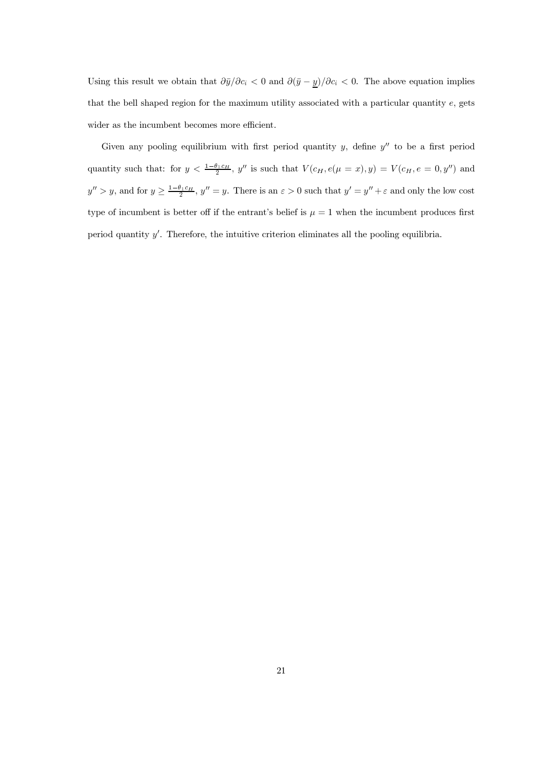Using this result we obtain that $\partial \bar{y}/\partial c_i < 0$ and $\partial(\bar{y} - \underline{y})/\partial c_i < 0$. The above equation implies that the bell shaped region for the maximum utility associated with a particular quantity $e$, gets wider as the incumbent becomes more efficient.

Given any pooling equilibrium with first period quantity $y$, define $y''$ to be a first period quantity such that: for $y < \frac{1-\theta_1 c_H}{2}$, $y''$ is such that $V(c_H, e(\mu = x), y) = V(c_H, e = 0, y'')$ and $y'' > y$, and for $y \geq \frac{1-\theta_1 c_H}{2}$, $y'' = y$. There is an $\varepsilon > 0$ such that $y' = y'' + \varepsilon$ and only the low cost type of incumbent is better off if the entrant's belief is $\mu = 1$ when the incumbent produces first period quantity $y'$. Therefore, the intuitive criterion eliminates all the pooling equilibria.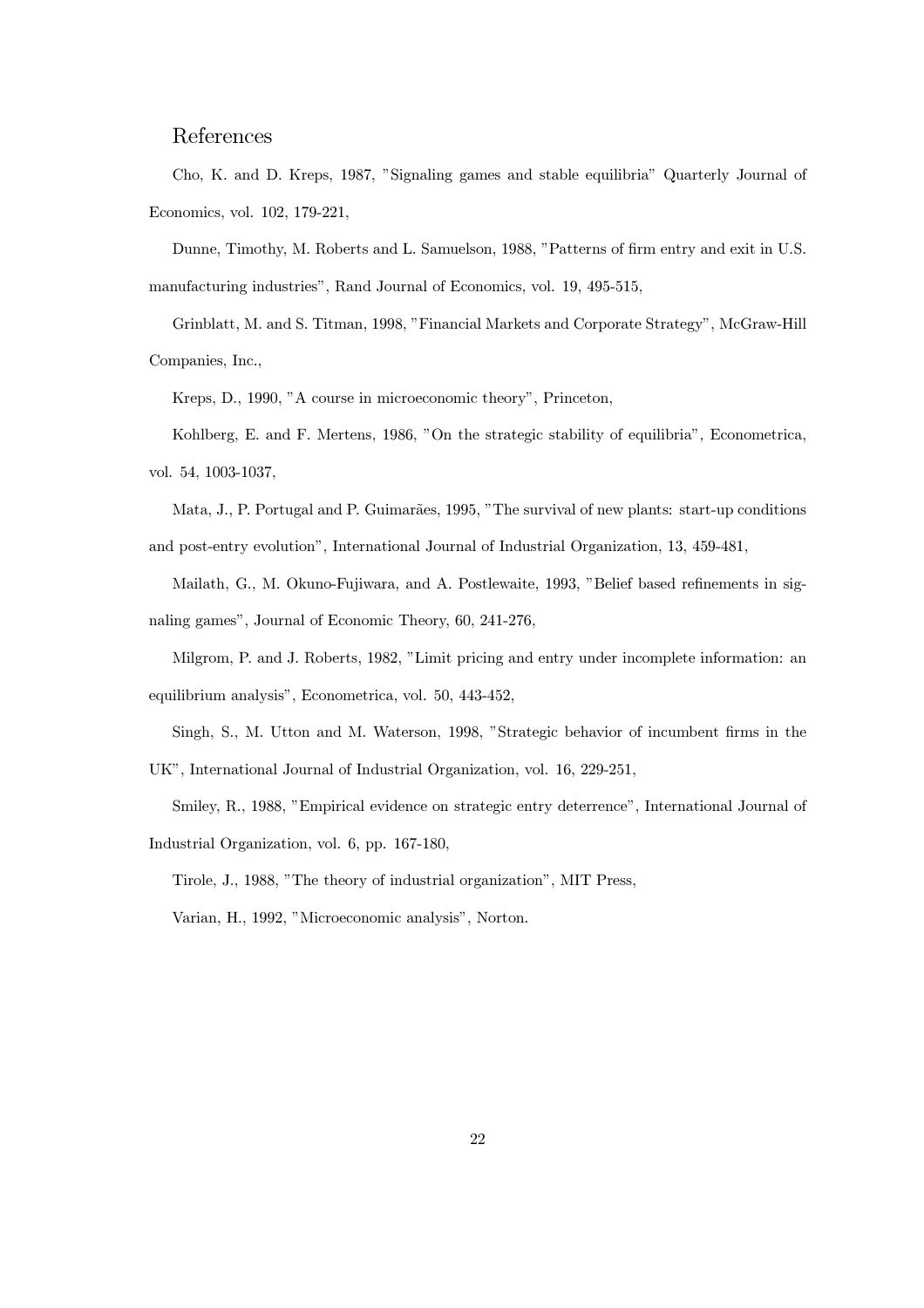## References

Cho, K. and D. Kreps, 1987, "Signaling games and stable equilibria" Quarterly Journal of Economics, vol. 102, 179-221,

Dunne, Timothy, M. Roberts and L. Samuelson, 1988, "Patterns of firm entry and exit in U.S. manufacturing industries", Rand Journal of Economics, vol. 19, 495-515,

Grinblatt, M. and S. Titman, 1998, "Financial Markets and Corporate Strategy", McGraw-Hill Companies, Inc.,

Kreps, D., 1990, "A course in microeconomic theory", Princeton,

Kohlberg, E. and F. Mertens, 1986, "On the strategic stability of equilibria", Econometrica, vol. 54, 1003-1037,

Mata, J., P. Portugal and P. Guimarães, 1995, "The survival of new plants: start-up conditions and post-entry evolution", International Journal of Industrial Organization, 13, 459-481,

Mailath, G., M. Okuno-Fujiwara, and A. Postlewaite, 1993, "Belief based refinements in signaling games", Journal of Economic Theory, 60, 241-276,

Milgrom, P. and J. Roberts, 1982, "Limit pricing and entry under incomplete information: an equilibrium analysis", Econometrica, vol. 50, 443-452,

Singh, S., M. Utton and M. Waterson, 1998, "Strategic behavior of incumbent firms in the UK", International Journal of Industrial Organization, vol. 16, 229-251,

Smiley, R., 1988, "Empirical evidence on strategic entry deterrence", International Journal of Industrial Organization, vol. 6, pp. 167-180,

Tirole, J., 1988, "The theory of industrial organization", MIT Press,

Varian, H., 1992, "Microeconomic analysis", Norton.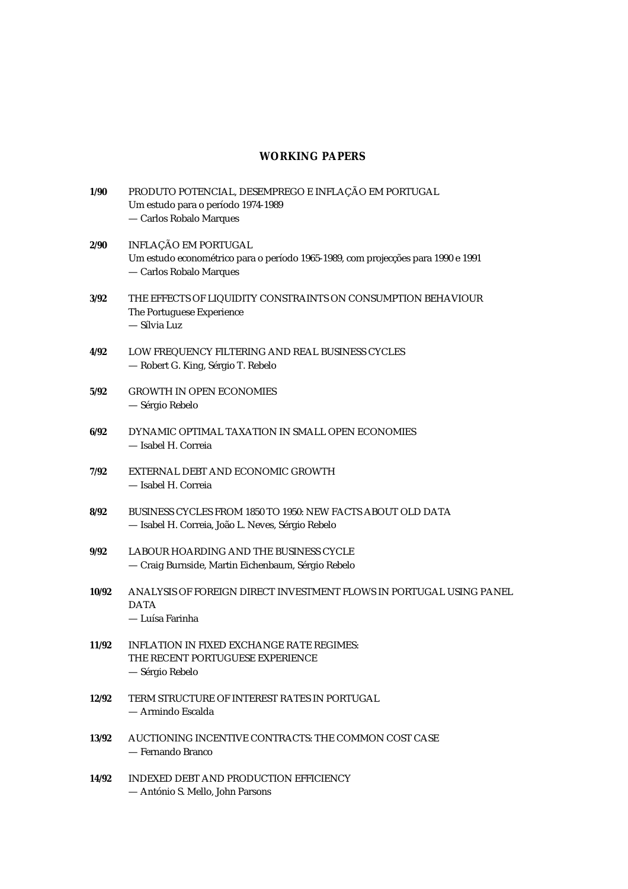## WORKING PAPERS

**1/90** PRODUTO POTENCIAL, DESEMPREGO E INFLAÇÃO EM PORTUGAL
Um estudo para o período 1974-1989
— Carlos Robalo Marques

**2/90** INFLAÇÃO EM PORTUGAL
Um estudo econométrico para o período 1965-1989, com projecções para 1990 e 1991
— Carlos Robalo Marques

**3/92** THE EFFECTS OF LIQUIDITY CONSTRAINTS ON CONSUMPTION BEHAVIOUR
The Portuguese Experience
— Sílvia Luz

**4/92** LOW FREQUENCY FILTERING AND REAL BUSINESS CYCLES
— Robert G. King, Sérgio T. Rebelo

**5/92** GROWTH IN OPEN ECONOMIES
— Sérgio Rebelo

**6/92** DYNAMIC OPTIMAL TAXATION IN SMALL OPEN ECONOMIES
— Isabel H. Correia

**7/92** EXTERNAL DEBT AND ECONOMIC GROWTH
— Isabel H. Correia

**8/92** BUSINESS CYCLES FROM 1850 TO 1950: NEW FACTS ABOUT OLD DATA
— Isabel H. Correia, João L. Neves, Sérgio Rebelo

**9/92** LABOUR HOARDING AND THE BUSINESS CYCLE
— Craig Burnside, Martin Eichenbaum, Sérgio Rebelo

**10/92** ANALYSIS OF FOREIGN DIRECT INVESTMENT FLOWS IN PORTUGAL USING PANEL DATA
— Luísa Farinha

**11/92** INFLATION IN FIXED EXCHANGE RATE REGIMES:
THE RECENT PORTUGUESE EXPERIENCE
— Sérgio Rebelo

**12/92** TERM STRUCTURE OF INTEREST RATES IN PORTUGAL
— Armindo Escalda

**13/92** AUCTIONING INCENTIVE CONTRACTS: THE COMMON COST CASE
— Fernando Branco

**14/92** INDEXED DEBT AND PRODUCTION EFFICIENCY
— António S. Mello, John Parsons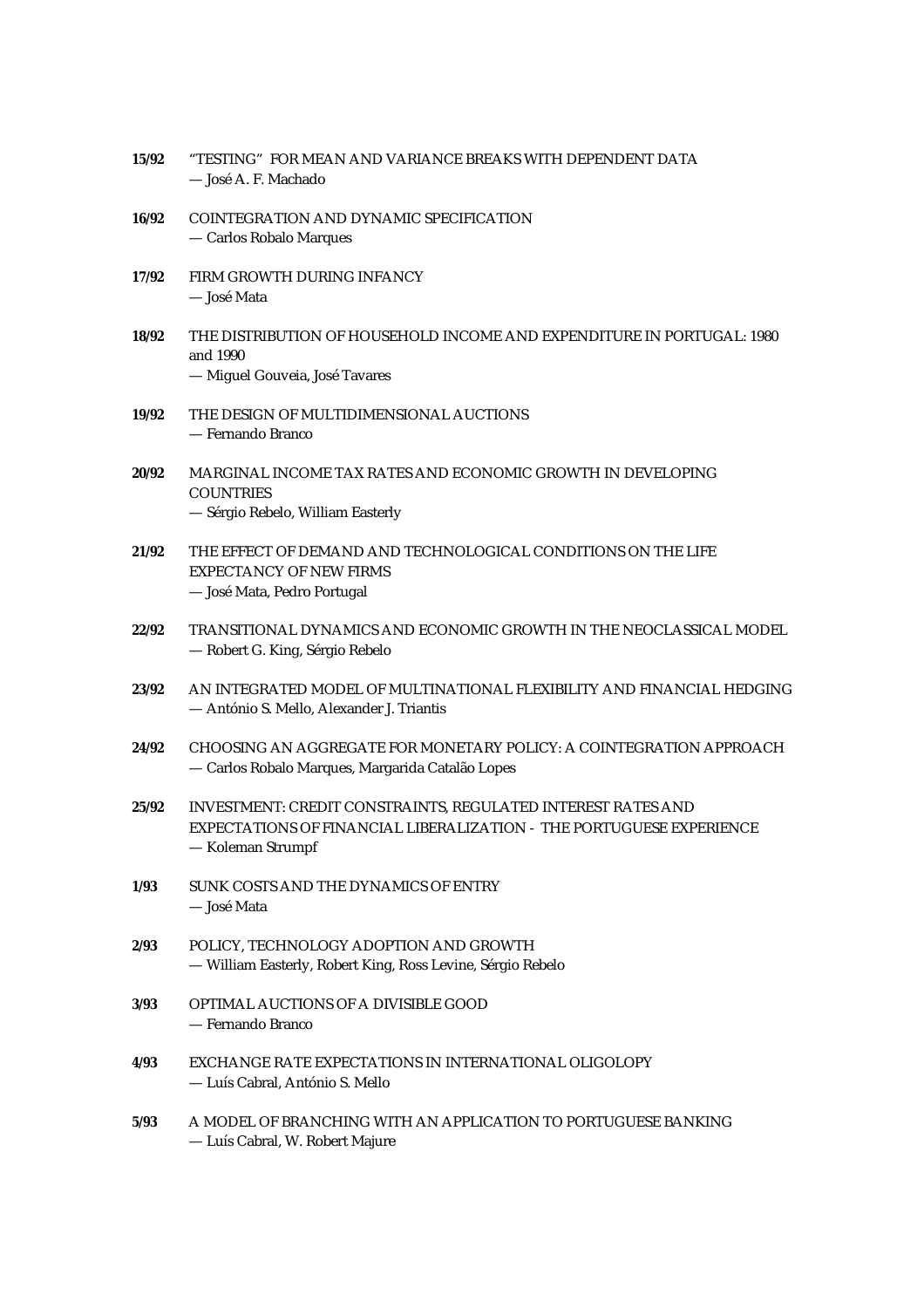**15/92** "TESTING" FOR MEAN AND VARIANCE BREAKS WITH DEPENDENT DATA
— José A. F. Machado

**16/92** COINTEGRATION AND DYNAMIC SPECIFICATION
— Carlos Robalo Marques

**17/92** FIRM GROWTH DURING INFANCY
— José Mata

**18/92** THE DISTRIBUTION OF HOUSEHOLD INCOME AND EXPENDITURE IN PORTUGAL: 1980 and 1990
— Miguel Gouveia, José Tavares

**19/92** THE DESIGN OF MULTIDIMENSIONAL AUCTIONS
— Fernando Branco

**20/92** MARGINAL INCOME TAX RATES AND ECONOMIC GROWTH IN DEVELOPING COUNTRIES
— Sérgio Rebelo, William Easterly

**21/92** THE EFFECT OF DEMAND AND TECHNOLOGICAL CONDITIONS ON THE LIFE EXPECTANCY OF NEW FIRMS
— José Mata, Pedro Portugal

**22/92** TRANSITIONAL DYNAMICS AND ECONOMIC GROWTH IN THE NEOCLASSICAL MODEL
— Robert G. King, Sérgio Rebelo

**23/92** AN INTEGRATED MODEL OF MULTINATIONAL FLEXIBILITY AND FINANCIAL HEDGING
— António S. Mello, Alexander J. Triantis

**24/92** CHOOSING AN AGGREGATE FOR MONETARY POLICY: A COINTEGRATION APPROACH
— Carlos Robalo Marques, Margarida Catalão Lopes

**25/92** INVESTMENT: CREDIT CONSTRAINTS, REGULATED INTEREST RATES AND EXPECTATIONS OF FINANCIAL LIBERALIZATION - THE PORTUGUESE EXPERIENCE
— Koleman Strumpf

**1/93** SUNK COSTS AND THE DYNAMICS OF ENTRY
— José Mata

**2/93** POLICY, TECHNOLOGY ADOPTION AND GROWTH
— William Easterly, Robert King, Ross Levine, Sérgio Rebelo

**3/93** OPTIMAL AUCTIONS OF A DIVISIBLE GOOD
— Fernando Branco

**4/93** EXCHANGE RATE EXPECTATIONS IN INTERNATIONAL OLIGOLOPY
— Luís Cabral, António S. Mello

**5/93** A MODEL OF BRANCHING WITH AN APPLICATION TO PORTUGUESE BANKING
— Luís Cabral, W. Robert Majure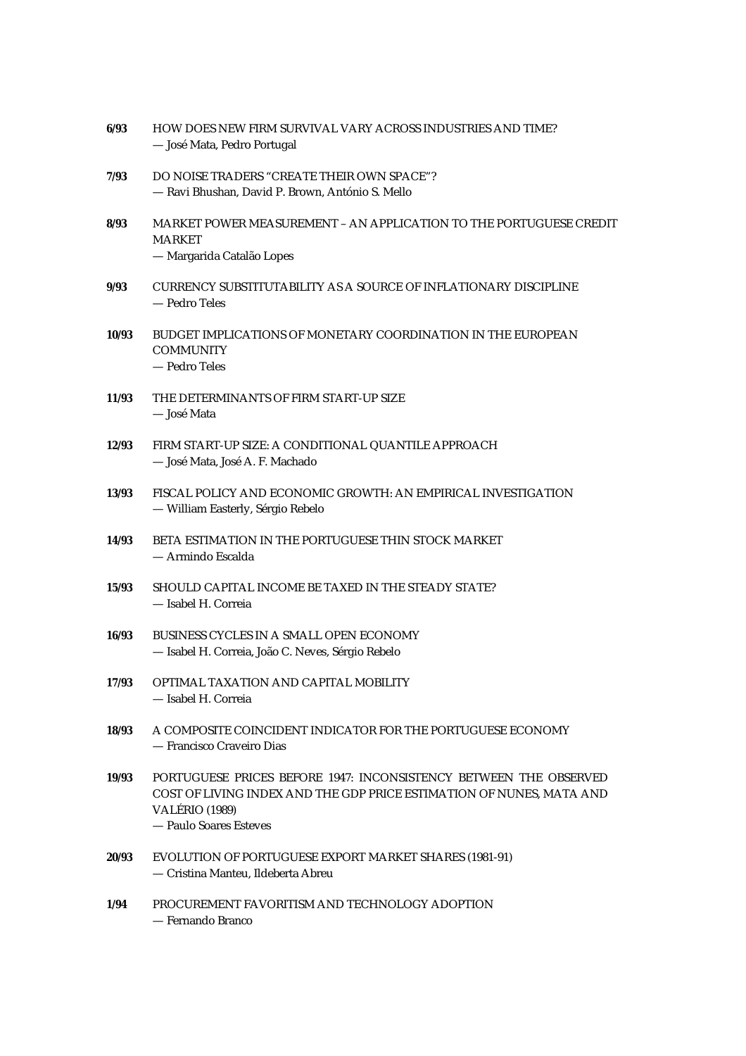**6/93** HOW DOES NEW FIRM SURVIVAL VARY ACROSS INDUSTRIES AND TIME?
— José Mata, Pedro Portugal

**7/93** DO NOISE TRADERS "CREATE THEIR OWN SPACE"?
— Ravi Bhushan, David P. Brown, António S. Mello

**8/93** MARKET POWER MEASUREMENT – AN APPLICATION TO THE PORTUGUESE CREDIT MARKET
— Margarida Catalão Lopes

**9/93** CURRENCY SUBSTITUTABILITY AS A SOURCE OF INFLATIONARY DISCIPLINE
— Pedro Teles

**10/93** BUDGET IMPLICATIONS OF MONETARY COORDINATION IN THE EUROPEAN COMMUNITY
— Pedro Teles

**11/93** THE DETERMINANTS OF FIRM START-UP SIZE
— José Mata

**12/93** FIRM START-UP SIZE: A CONDITIONAL QUANTILE APPROACH
— José Mata, José A. F. Machado

**13/93** FISCAL POLICY AND ECONOMIC GROWTH: AN EMPIRICAL INVESTIGATION
— William Easterly, Sérgio Rebelo

**14/93** BETA ESTIMATION IN THE PORTUGUESE THIN STOCK MARKET
— Armindo Escalda

**15/93** SHOULD CAPITAL INCOME BE TAXED IN THE STEADY STATE?
— Isabel H. Correia

**16/93** BUSINESS CYCLES IN A SMALL OPEN ECONOMY
— Isabel H. Correia, João C. Neves, Sérgio Rebelo

**17/93** OPTIMAL TAXATION AND CAPITAL MOBILITY
— Isabel H. Correia

**18/93** A COMPOSITE COINCIDENT INDICATOR FOR THE PORTUGUESE ECONOMY
— Francisco Craveiro Dias

**19/93** PORTUGUESE PRICES BEFORE 1947: INCONSISTENCY BETWEEN THE OBSERVED COST OF LIVING INDEX AND THE GDP PRICE ESTIMATION OF NUNES, MATA AND VALÉRIO (1989)
— Paulo Soares Esteves

**20/93** EVOLUTION OF PORTUGUESE EXPORT MARKET SHARES (1981-91)
— Cristina Manteu, Ildeberta Abreu

**1/94** PROCUREMENT FAVORITISM AND TECHNOLOGY ADOPTION
— Fernando Branco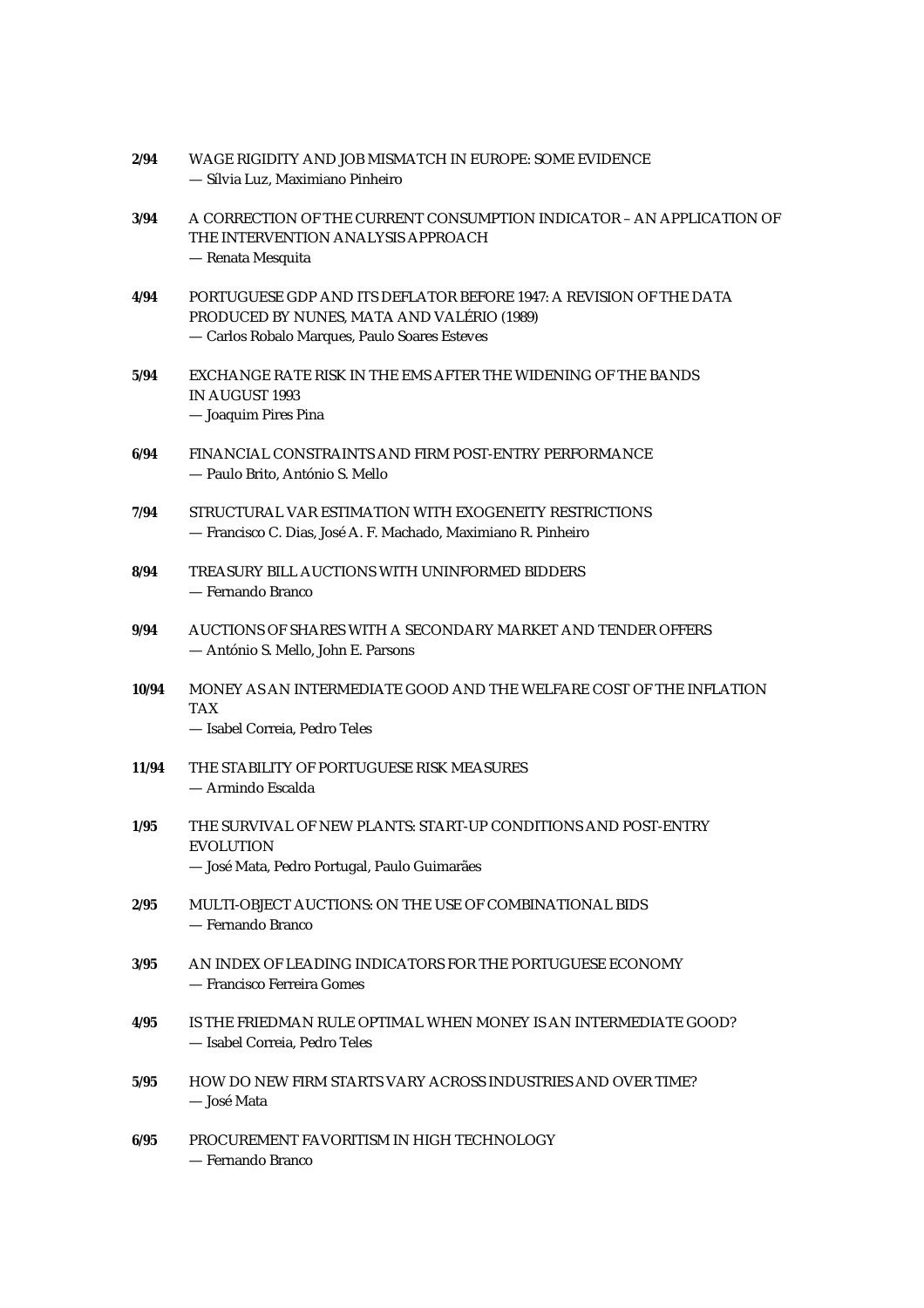**2/94** WAGE RIGIDITY AND JOB MISMATCH IN EUROPE: SOME EVIDENCE
— Sílvia Luz, Maximiano Pinheiro

**3/94** A CORRECTION OF THE CURRENT CONSUMPTION INDICATOR – AN APPLICATION OF THE INTERVENTION ANALYSIS APPROACH
— Renata Mesquita

**4/94** PORTUGUESE GDP AND ITS DEFLATOR BEFORE 1947: A REVISION OF THE DATA PRODUCED BY NUNES, MATA AND VALÉRIO (1989)
— Carlos Robalo Marques, Paulo Soares Esteves

**5/94** EXCHANGE RATE RISK IN THE EMS AFTER THE WIDENING OF THE BANDS IN AUGUST 1993
— Joaquim Pires Pina

**6/94** FINANCIAL CONSTRAINTS AND FIRM POST-ENTRY PERFORMANCE
— Paulo Brito, António S. Mello

**7/94** STRUCTURAL VAR ESTIMATION WITH EXOGENEITY RESTRICTIONS
— Francisco C. Dias, José A. F. Machado, Maximiano R. Pinheiro

**8/94** TREASURY BILL AUCTIONS WITH UNINFORMED BIDDERS
— Fernando Branco

**9/94** AUCTIONS OF SHARES WITH A SECONDARY MARKET AND TENDER OFFERS
— António S. Mello, John E. Parsons

**10/94** MONEY AS AN INTERMEDIATE GOOD AND THE WELFARE COST OF THE INFLATION TAX
— Isabel Correia, Pedro Teles

**11/94** THE STABILITY OF PORTUGUESE RISK MEASURES
— Armindo Escalda

**1/95** THE SURVIVAL OF NEW PLANTS: START-UP CONDITIONS AND POST-ENTRY EVOLUTION
— José Mata, Pedro Portugal, Paulo Guimarães

**2/95** MULTI-OBJECT AUCTIONS: ON THE USE OF COMBINATIONAL BIDS
— Fernando Branco

**3/95** AN INDEX OF LEADING INDICATORS FOR THE PORTUGUESE ECONOMY
— Francisco Ferreira Gomes

**4/95** IS THE FRIEDMAN RULE OPTIMAL WHEN MONEY IS AN INTERMEDIATE GOOD?
— Isabel Correia, Pedro Teles

**5/95** HOW DO NEW FIRM STARTS VARY ACROSS INDUSTRIES AND OVER TIME?
— José Mata

**6/95** PROCUREMENT FAVORITISM IN HIGH TECHNOLOGY
— Fernando Branco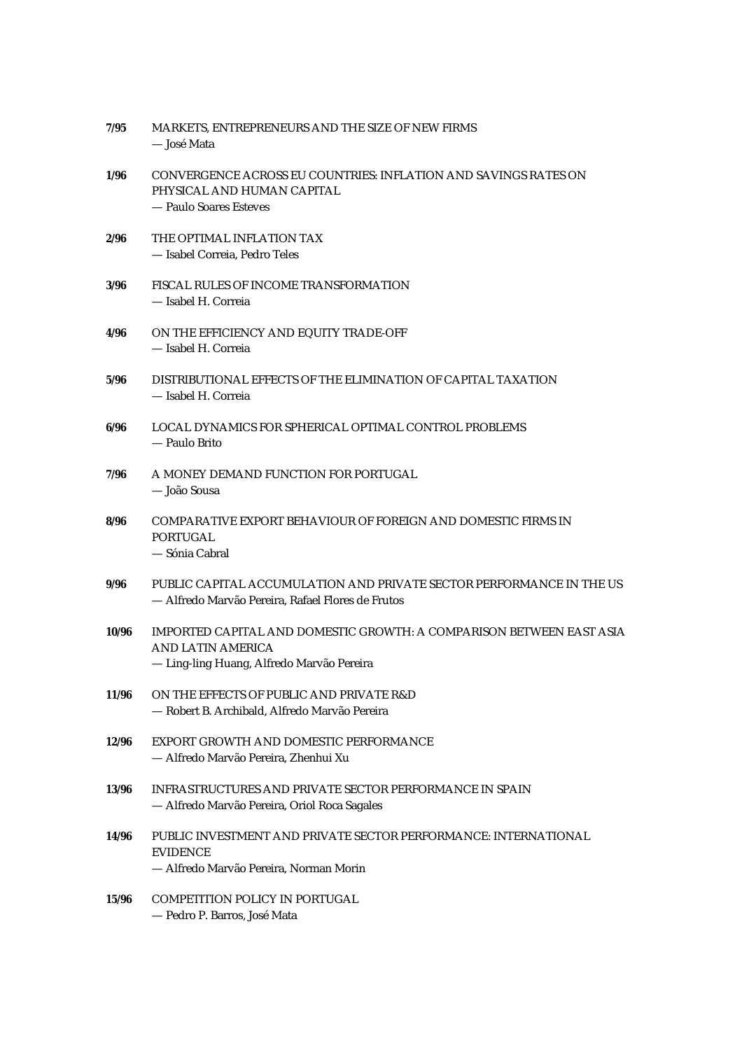**7/95** MARKETS, ENTREPRENEURS AND THE SIZE OF NEW FIRMS
— José Mata

**1/96** CONVERGENCE ACROSS EU COUNTRIES: INFLATION AND SAVINGS RATES ON PHYSICAL AND HUMAN CAPITAL
— Paulo Soares Esteves

**2/96** THE OPTIMAL INFLATION TAX
— Isabel Correia, Pedro Teles

**3/96** FISCAL RULES OF INCOME TRANSFORMATION
— Isabel H. Correia

**4/96** ON THE EFFICIENCY AND EQUITY TRADE-OFF
— Isabel H. Correia

**5/96** DISTRIBUTIONAL EFFECTS OF THE ELIMINATION OF CAPITAL TAXATION
— Isabel H. Correia

**6/96** LOCAL DYNAMICS FOR SPHERICAL OPTIMAL CONTROL PROBLEMS
— Paulo Brito

**7/96** A MONEY DEMAND FUNCTION FOR PORTUGAL
— João Sousa

**8/96** COMPARATIVE EXPORT BEHAVIOUR OF FOREIGN AND DOMESTIC FIRMS IN PORTUGAL
— Sónia Cabral

**9/96** PUBLIC CAPITAL ACCUMULATION AND PRIVATE SECTOR PERFORMANCE IN THE US
— Alfredo Marvão Pereira, Rafael Flores de Frutos

**10/96** IMPORTED CAPITAL AND DOMESTIC GROWTH: A COMPARISON BETWEEN EAST ASIA AND LATIN AMERICA
— Ling-ling Huang, Alfredo Marvão Pereira

**11/96** ON THE EFFECTS OF PUBLIC AND PRIVATE R&D
— Robert B. Archibald, Alfredo Marvão Pereira

**12/96** EXPORT GROWTH AND DOMESTIC PERFORMANCE
— Alfredo Marvão Pereira, Zhenhui Xu

**13/96** INFRASTRUCTURES AND PRIVATE SECTOR PERFORMANCE IN SPAIN
— Alfredo Marvão Pereira, Oriol Roca Sagales

**14/96** PUBLIC INVESTMENT AND PRIVATE SECTOR PERFORMANCE: INTERNATIONAL EVIDENCE
— Alfredo Marvão Pereira, Norman Morin

**15/96** COMPETITION POLICY IN PORTUGAL
— Pedro P. Barros, José Mata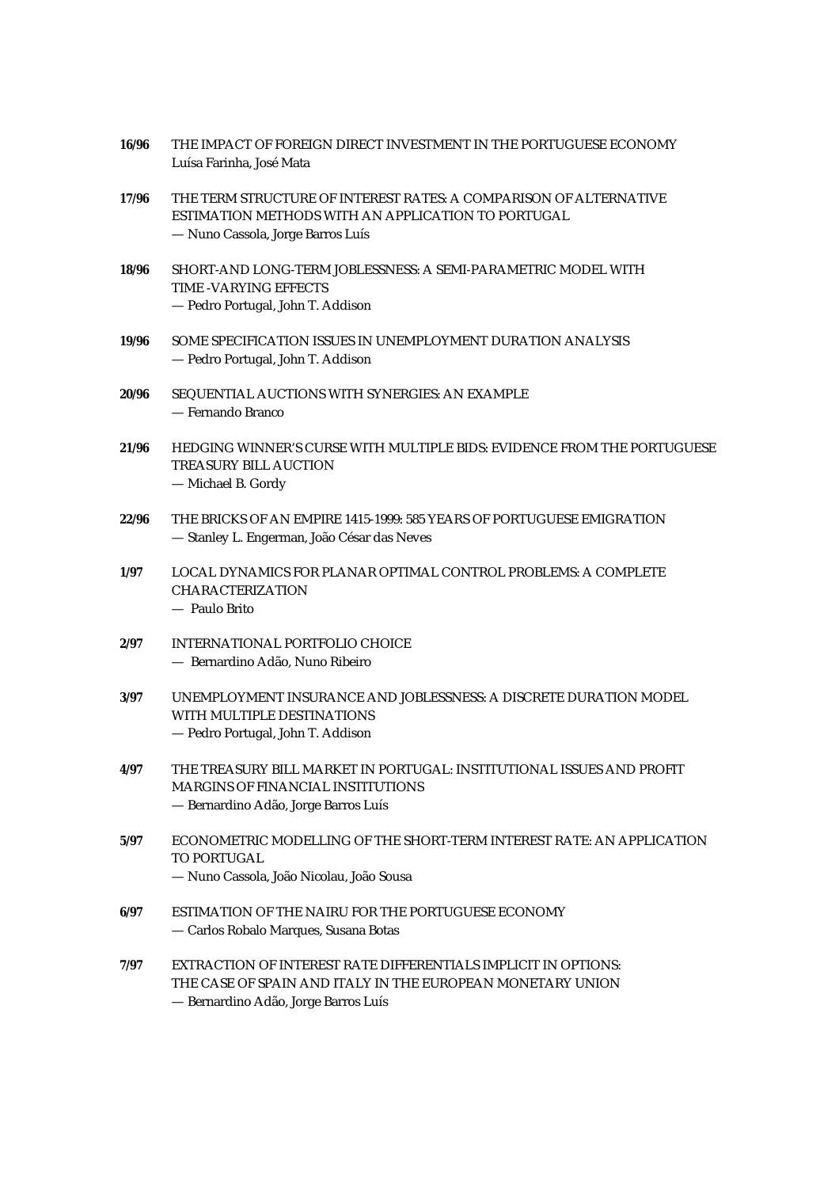**16/96** THE IMPACT OF FOREIGN DIRECT INVESTMENT IN THE PORTUGUESE ECONOMY
Luísa Farinha, José Mata

**17/96** THE TERM STRUCTURE OF INTEREST RATES: A COMPARISON OF ALTERNATIVE ESTIMATION METHODS WITH AN APPLICATION TO PORTUGAL
— Nuno Cassola, Jorge Barros Luís

**18/96** SHORT-AND LONG-TERM JOBLESSNESS: A SEMI-PARAMETRIC MODEL WITH TIME -VARYING EFFECTS
— Pedro Portugal, John T. Addison

**19/96** SOME SPECIFICATION ISSUES IN UNEMPLOYMENT DURATION ANALYSIS
— Pedro Portugal, John T. Addison

**20/96** SEQUENTIAL AUCTIONS WITH SYNERGIES: AN EXAMPLE
— Fernando Branco

**21/96** HEDGING WINNER'S CURSE WITH MULTIPLE BIDS: EVIDENCE FROM THE PORTUGUESE TREASURY BILL AUCTION
— Michael B. Gordy

**22/96** THE BRICKS OF AN EMPIRE 1415-1999: 585 YEARS OF PORTUGUESE EMIGRATION
— Stanley L. Engerman, João César das Neves

**1/97** LOCAL DYNAMICS FOR PLANAR OPTIMAL CONTROL PROBLEMS: A COMPLETE CHARACTERIZATION
— Paulo Brito

**2/97** INTERNATIONAL PORTFOLIO CHOICE
— Bernardino Adão, Nuno Ribeiro

**3/97** UNEMPLOYMENT INSURANCE AND JOBLESSNESS: A DISCRETE DURATION MODEL WITH MULTIPLE DESTINATIONS
— Pedro Portugal, John T. Addison

**4/97** THE TREASURY BILL MARKET IN PORTUGAL: INSTITUTIONAL ISSUES AND PROFIT MARGINS OF FINANCIAL INSTITUTIONS
— Bernardino Adão, Jorge Barros Luís

**5/97** ECONOMETRIC MODELLING OF THE SHORT-TERM INTEREST RATE: AN APPLICATION TO PORTUGAL
— Nuno Cassola, João Nicolau, João Sousa

**6/97** ESTIMATION OF THE NAIRU FOR THE PORTUGUESE ECONOMY
— Carlos Robalo Marques, Susana Botas

**7/97** EXTRACTION OF INTEREST RATE DIFFERENTIALS IMPLICIT IN OPTIONS: THE CASE OF SPAIN AND ITALY IN THE EUROPEAN MONETARY UNION
— Bernardino Adão, Jorge Barros Luís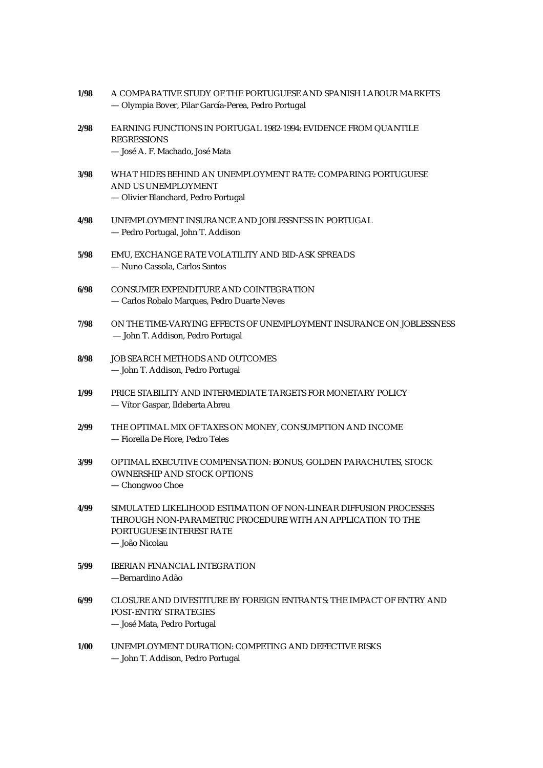**1/98** A COMPARATIVE STUDY OF THE PORTUGUESE AND SPANISH LABOUR MARKETS
— Olympia Bover, Pilar García-Perea, Pedro Portugal

**2/98** EARNING FUNCTIONS IN PORTUGAL 1982-1994: EVIDENCE FROM QUANTILE REGRESSIONS
— José A. F. Machado, José Mata

**3/98** WHAT HIDES BEHIND AN UNEMPLOYMENT RATE: COMPARING PORTUGUESE AND US UNEMPLOYMENT
— Olivier Blanchard, Pedro Portugal

**4/98** UNEMPLOYMENT INSURANCE AND JOBLESSNESS IN PORTUGAL
— Pedro Portugal, John T. Addison

**5/98** EMU, EXCHANGE RATE VOLATILITY AND BID-ASK SPREADS
— Nuno Cassola, Carlos Santos

**6/98** CONSUMER EXPENDITURE AND COINTEGRATION
— Carlos Robalo Marques, Pedro Duarte Neves

**7/98** ON THE TIME-VARYING EFFECTS OF UNEMPLOYMENT INSURANCE ON JOBLESSNESS
— John T. Addison, Pedro Portugal

**8/98** JOB SEARCH METHODS AND OUTCOMES
— John T. Addison, Pedro Portugal

**1/99** PRICE STABILITY AND INTERMEDIATE TARGETS FOR MONETARY POLICY
— Vítor Gaspar, Ildeberta Abreu

**2/99** THE OPTIMAL MIX OF TAXES ON MONEY, CONSUMPTION AND INCOME
— Fiorella De Fiore, Pedro Teles

**3/99** OPTIMAL EXECUTIVE COMPENSATION: BONUS, GOLDEN PARACHUTES, STOCK OWNERSHIP AND STOCK OPTIONS
— Chongwoo Choe

**4/99** SIMULATED LIKELIHOOD ESTIMATION OF NON-LINEAR DIFFUSION PROCESSES THROUGH NON-PARAMETRIC PROCEDURE WITH AN APPLICATION TO THE PORTUGUESE INTEREST RATE
— João Nicolau

**5/99** IBERIAN FINANCIAL INTEGRATION
—Bernardino Adão

**6/99** CLOSURE AND DIVESTITURE BY FOREIGN ENTRANTS: THE IMPACT OF ENTRY AND POST-ENTRY STRATEGIES
— José Mata, Pedro Portugal

**1/00** UNEMPLOYMENT DURATION: COMPETING AND DEFECTIVE RISKS
— John T. Addison, Pedro Portugal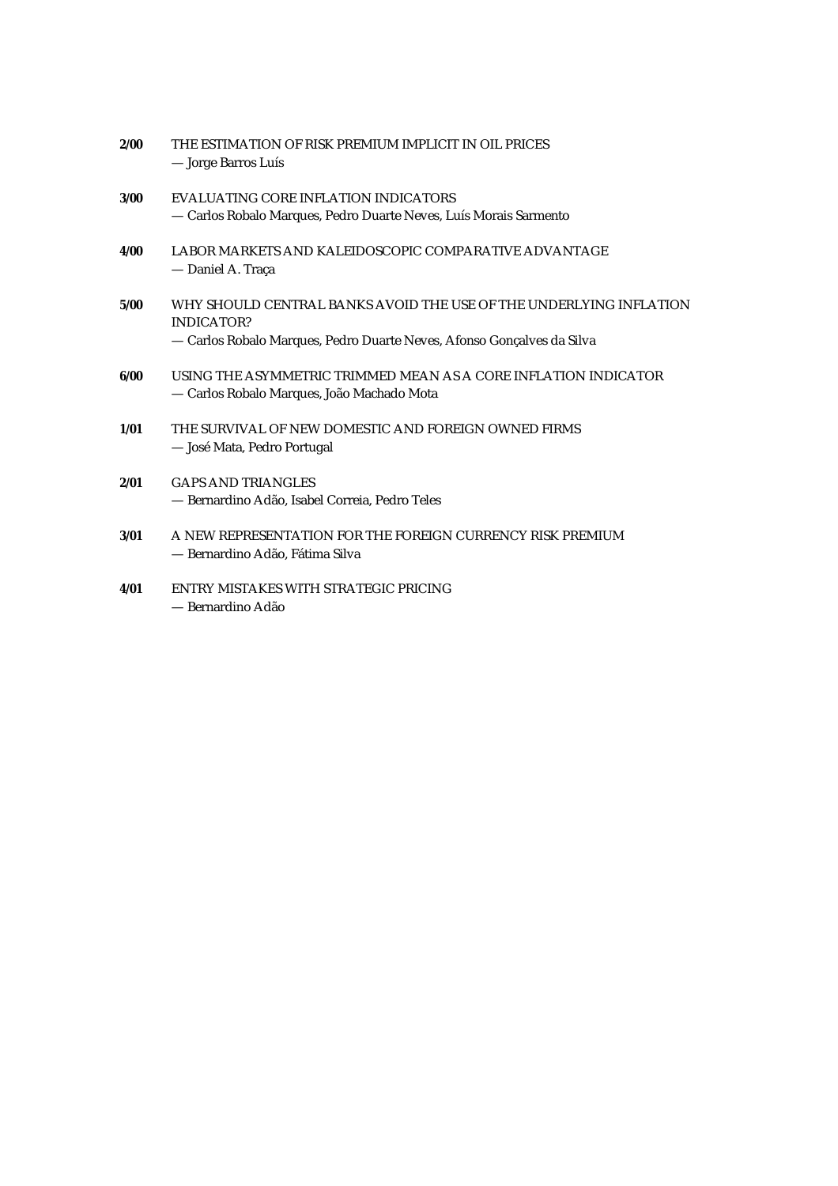**2/00** THE ESTIMATION OF RISK PREMIUM IMPLICIT IN OIL PRICES
— Jorge Barros Luís

**3/00** EVALUATING CORE INFLATION INDICATORS
— Carlos Robalo Marques, Pedro Duarte Neves, Luís Morais Sarmento

**4/00** LABOR MARKETS AND KALEIDOSCOPIC COMPARATIVE ADVANTAGE
— Daniel A. Traça

**5/00** WHY SHOULD CENTRAL BANKS AVOID THE USE OF THE UNDERLYING INFLATION INDICATOR?
— Carlos Robalo Marques, Pedro Duarte Neves, Afonso Gonçalves da Silva

**6/00** USING THE ASYMMETRIC TRIMMED MEAN AS A CORE INFLATION INDICATOR
— Carlos Robalo Marques, João Machado Mota

**1/01** THE SURVIVAL OF NEW DOMESTIC AND FOREIGN OWNED FIRMS
— José Mata, Pedro Portugal

**2/01** GAPS AND TRIANGLES
— Bernardino Adão, Isabel Correia, Pedro Teles

**3/01** A NEW REPRESENTATION FOR THE FOREIGN CURRENCY RISK PREMIUM
— Bernardino Adão, Fátima Silva

**4/01** ENTRY MISTAKES WITH STRATEGIC PRICING
— Bernardino Adão